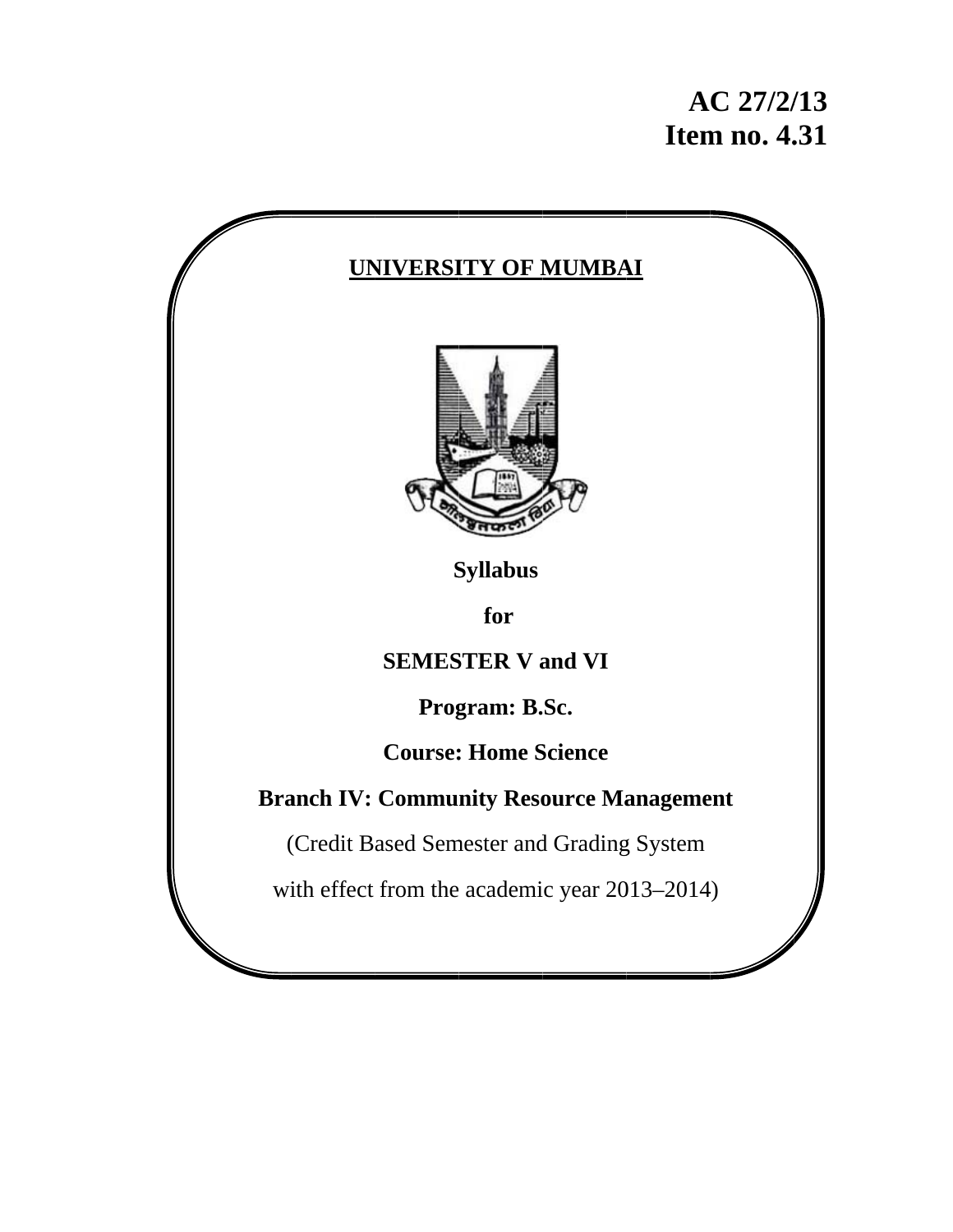**AC 27/2/13**
**Item no. 4.31**

# UNIVERSITY OF MUMBAI

**Syllabus**

**for**

**SEMESTER V and VI**

**Program: B.Sc.**

**Course: Home Science**

**Branch IV: Community Resource Management**

(Credit Based Semester and Grading System

with effect from the academic year 2013–2014)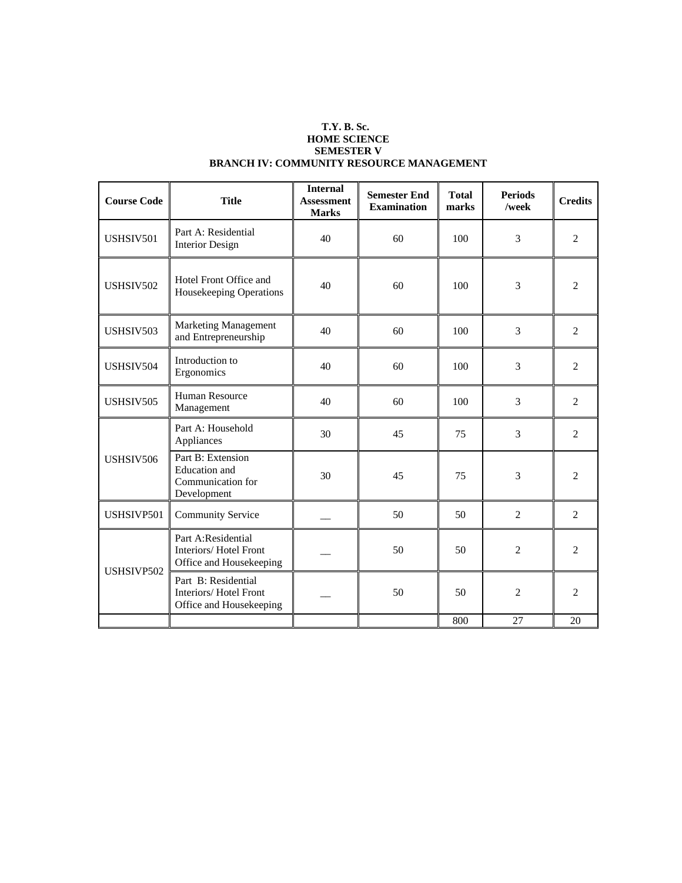**T.Y. B. Sc.**
**HOME SCIENCE**
**SEMESTER V**
**BRANCH IV: COMMUNITY RESOURCE MANAGEMENT**

| Course Code | Title | Internal Assessment Marks | Semester End Examination | Total marks | Periods /week | Credits |
|---|---|---|---|---|---|---|
| USHSIV501 | Part A: Residential Interior Design | 40 | 60 | 100 | 3 | 2 |
| USHSIV502 | Hotel Front Office and Housekeeping Operations | 40 | 60 | 100 | 3 | 2 |
| USHSIV503 | Marketing Management and Entrepreneurship | 40 | 60 | 100 | 3 | 2 |
| USHSIV504 | Introduction to Ergonomics | 40 | 60 | 100 | 3 | 2 |
| USHSIV505 | Human Resource Management | 40 | 60 | 100 | 3 | 2 |
| USHSIV506 | Part A: Household Appliances | 30 | 45 | 75 | 3 | 2 |
| | Part B: Extension Education and Communication for Development | 30 | 45 | 75 | 3 | 2 |
| USHSIVP501 | Community Service | __ | 50 | 50 | 2 | 2 |
| USHSIVP502 | Part A:Residential Interiors/ Hotel Front Office and Housekeeping | __ | 50 | 50 | 2 | 2 |
| | Part B: Residential Interiors/ Hotel Front Office and Housekeeping | __ | 50 | 50 | 2 | 2 |
| | | | | 800 | 27 | 20 |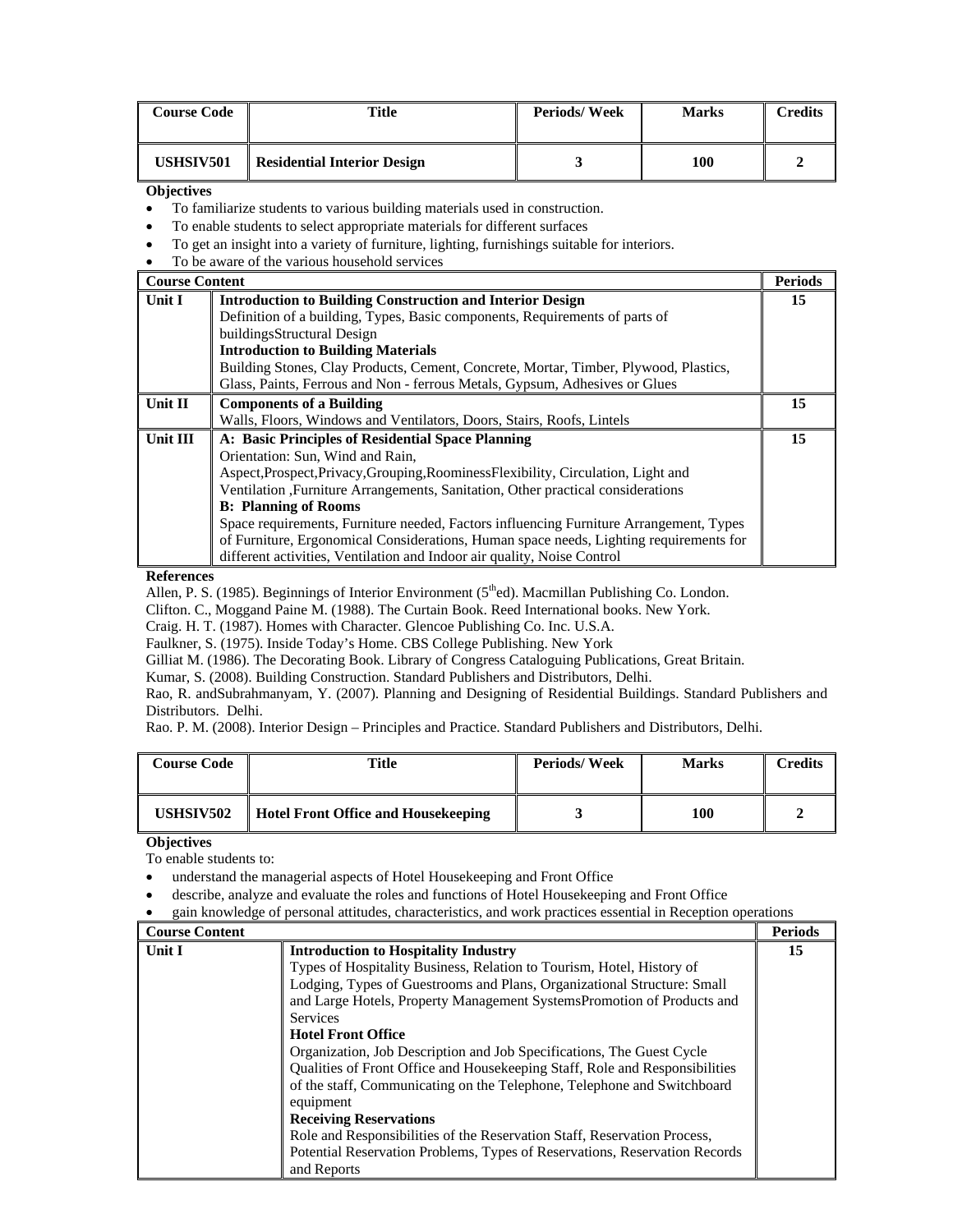| Course Code | Title | Periods/ Week | Marks | Credits |
|---|---|---|---|---|
| USHSIV501 | Residential Interior Design | 3 | 100 | 2 |

**Objectives**

- To familiarize students to various building materials used in construction.
- To enable students to select appropriate materials for different surfaces
- To get an insight into a variety of furniture, lighting, furnishings suitable for interiors.
- To be aware of the various household services

| Course Content | | Periods |
|---|---|---|
| Unit I | **Introduction to Building Construction and Interior Design**<br>Definition of a building, Types, Basic components, Requirements of parts of buildingsStructural Design<br>**Introduction to Building Materials**<br>Building Stones, Clay Products, Cement, Concrete, Mortar, Timber, Plywood, Plastics, Glass, Paints, Ferrous and Non - ferrous Metals, Gypsum, Adhesives or Glues | 15 |
| Unit II | **Components of a Building**<br>Walls, Floors, Windows and Ventilators, Doors, Stairs, Roofs, Lintels | 15 |
| Unit III | **A: Basic Principles of Residential Space Planning**<br>Orientation: Sun, Wind and Rain,<br>Aspect,Prospect,Privacy,Grouping,RoominessFlexibility, Circulation, Light and Ventilation ,Furniture Arrangements, Sanitation, Other practical considerations<br>**B: Planning of Rooms**<br>Space requirements, Furniture needed, Factors influencing Furniture Arrangement, Types of Furniture, Ergonomical Considerations, Human space needs, Lighting requirements for different activities, Ventilation and Indoor air quality, Noise Control | 15 |

**References**

Allen, P. S. (1985). Beginnings of Interior Environment (5th ed). Macmillan Publishing Co. London.

Clifton. C., Moggand Paine M. (1988). The Curtain Book. Reed International books. New York.

Craig. H. T. (1987). Homes with Character. Glencoe Publishing Co. Inc. U.S.A.

Faulkner, S. (1975). Inside Today's Home. CBS College Publishing. New York

Gilliat M. (1986). The Decorating Book. Library of Congress Cataloguing Publications, Great Britain.

Kumar, S. (2008). Building Construction. Standard Publishers and Distributors, Delhi.

Rao, R. andSubrahmanyam, Y. (2007). Planning and Designing of Residential Buildings. Standard Publishers and Distributors. Delhi.

Rao. P. M. (2008). Interior Design – Principles and Practice. Standard Publishers and Distributors, Delhi.

| Course Code | Title | Periods/ Week | Marks | Credits |
|---|---|---|---|---|
| USHSIV502 | Hotel Front Office and Housekeeping | 3 | 100 | 2 |

**Objectives**

To enable students to:

- understand the managerial aspects of Hotel Housekeeping and Front Office
- describe, analyze and evaluate the roles and functions of Hotel Housekeeping and Front Office
- gain knowledge of personal attitudes, characteristics, and work practices essential in Reception operations

| Course Content | | Periods |
|---|---|---|
| Unit I | **Introduction to Hospitality Industry**<br>Types of Hospitality Business, Relation to Tourism, Hotel, History of Lodging, Types of Guestrooms and Plans, Organizational Structure: Small and Large Hotels, Property Management SystemsPromotion of Products and Services<br>**Hotel Front Office**<br>Organization, Job Description and Job Specifications, The Guest Cycle Qualities of Front Office and Housekeeping Staff, Role and Responsibilities of the staff, Communicating on the Telephone, Telephone and Switchboard equipment<br>**Receiving Reservations**<br>Role and Responsibilities of the Reservation Staff, Reservation Process, Potential Reservation Problems, Types of Reservations, Reservation Records and Reports | 15 |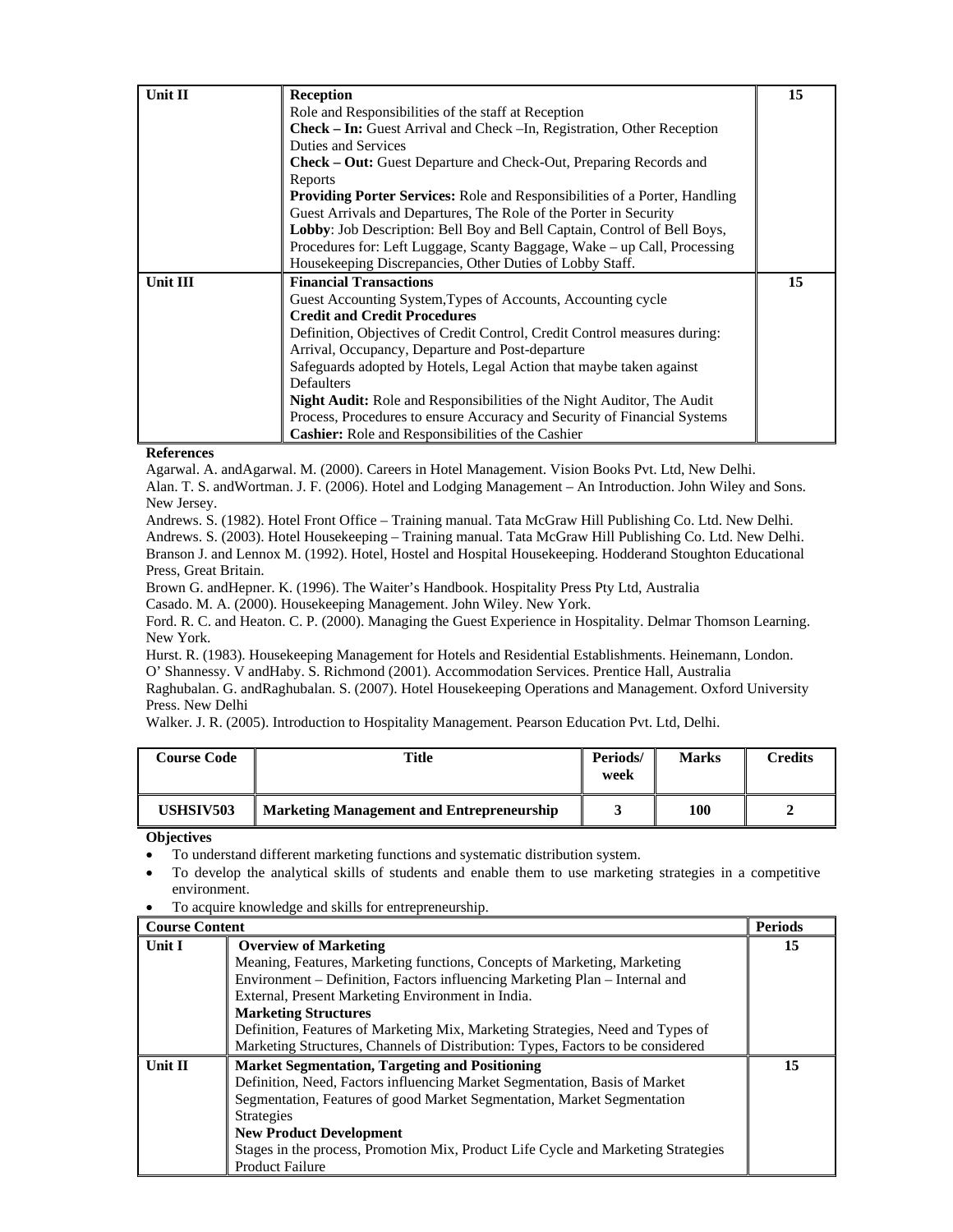| Unit II | **Reception**<br>Role and Responsibilities of the staff at Reception<br>**Check – In:** Guest Arrival and Check –In, Registration, Other Reception Duties and Services<br>**Check – Out:** Guest Departure and Check-Out, Preparing Records and Reports<br>**Providing Porter Services:** Role and Responsibilities of a Porter, Handling Guest Arrivals and Departures, The Role of the Porter in Security<br>**Lobby**: Job Description: Bell Boy and Bell Captain, Control of Bell Boys, Procedures for: Left Luggage, Scanty Baggage, Wake – up Call, Processing Housekeeping Discrepancies, Other Duties of Lobby Staff. | 15 |
|---|---|---|
| Unit III | **Financial Transactions**<br>Guest Accounting System,Types of Accounts, Accounting cycle<br>**Credit and Credit Procedures**<br>Definition, Objectives of Credit Control, Credit Control measures during: Arrival, Occupancy, Departure and Post-departure<br>Safeguards adopted by Hotels, Legal Action that maybe taken against Defaulters<br>**Night Audit:** Role and Responsibilities of the Night Auditor, The Audit Process, Procedures to ensure Accuracy and Security of Financial Systems<br>**Cashier:** Role and Responsibilities of the Cashier | 15 |

**References**

Agarwal. A. andAgarwal. M. (2000). Careers in Hotel Management. Vision Books Pvt. Ltd, New Delhi.

Alan. T. S. andWortman. J. F. (2006). Hotel and Lodging Management – An Introduction. John Wiley and Sons. New Jersey.

Andrews. S. (1982). Hotel Front Office – Training manual. Tata McGraw Hill Publishing Co. Ltd. New Delhi.

Andrews. S. (2003). Hotel Housekeeping – Training manual. Tata McGraw Hill Publishing Co. Ltd. New Delhi.

Branson J. and Lennox M. (1992). Hotel, Hostel and Hospital Housekeeping. Hodderand Stoughton Educational Press, Great Britain.

Brown G. andHepner. K. (1996). The Waiter's Handbook. Hospitality Press Pty Ltd, Australia

Casado. M. A. (2000). Housekeeping Management. John Wiley. New York.

Ford. R. C. and Heaton. C. P. (2000). Managing the Guest Experience in Hospitality. Delmar Thomson Learning. New York.

Hurst. R. (1983). Housekeeping Management for Hotels and Residential Establishments. Heinemann, London.

O' Shannessy. V andHaby. S. Richmond (2001). Accommodation Services. Prentice Hall, Australia

Raghubalan. G. andRaghubalan. S. (2007). Hotel Housekeeping Operations and Management. Oxford University Press. New Delhi

Walker. J. R. (2005). Introduction to Hospitality Management. Pearson Education Pvt. Ltd, Delhi.

| Course Code | Title | Periods/ week | Marks | Credits |
|---|---|---|---|---|
| **USHSIV503** | **Marketing Management and Entrepreneurship** | **3** | **100** | **2** |

**Objectives**

- To understand different marketing functions and systematic distribution system.
- To develop the analytical skills of students and enable them to use marketing strategies in a competitive environment.
- To acquire knowledge and skills for entrepreneurship.

| Course Content | | Periods |
|---|---|---|
| Unit I | **Overview of Marketing**<br>Meaning, Features, Marketing functions, Concepts of Marketing, Marketing Environment – Definition, Factors influencing Marketing Plan – Internal and External, Present Marketing Environment in India.<br>**Marketing Structures**<br>Definition, Features of Marketing Mix, Marketing Strategies, Need and Types of Marketing Structures, Channels of Distribution: Types, Factors to be considered | 15 |
| Unit II | **Market Segmentation, Targeting and Positioning**<br>Definition, Need, Factors influencing Market Segmentation, Basis of Market Segmentation, Features of good Market Segmentation, Market Segmentation Strategies<br>**New Product Development**<br>Stages in the process, Promotion Mix, Product Life Cycle and Marketing Strategies Product Failure | 15 |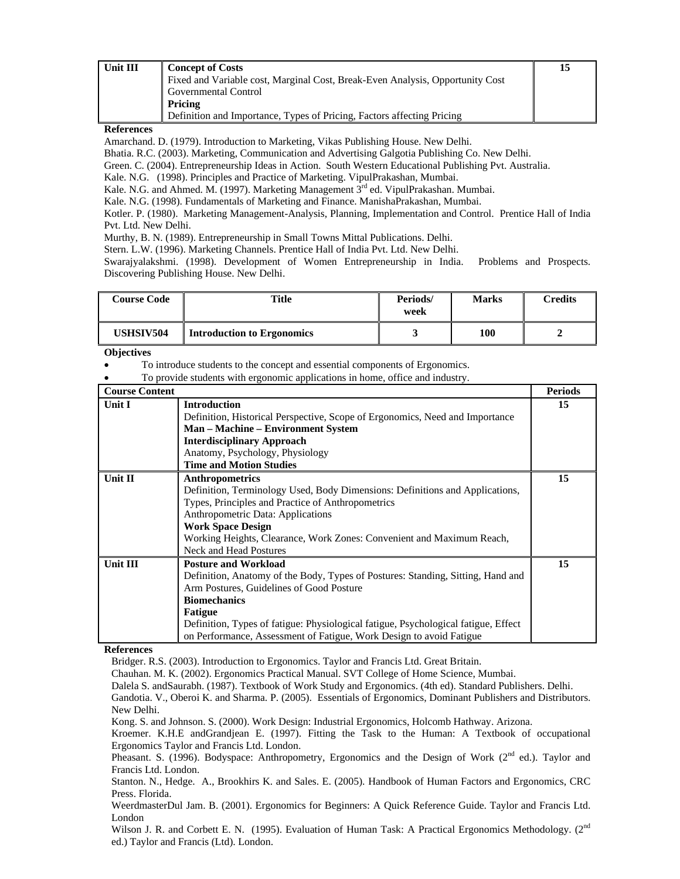| Unit III | **Concept of Costs**<br>Fixed and Variable cost, Marginal Cost, Break-Even Analysis, Opportunity Cost<br>Governmental Control<br>**Pricing**<br>Definition and Importance, Types of Pricing, Factors affecting Pricing | 15 |
|---|---|---|

**References**

Amarchand. D. (1979). Introduction to Marketing, Vikas Publishing House. New Delhi.
Bhatia. R.C. (2003). Marketing, Communication and Advertising Galgotia Publishing Co. New Delhi.
Green. C. (2004). Entrepreneurship Ideas in Action. South Western Educational Publishing Pvt. Australia.
Kale. N.G. (1998). Principles and Practice of Marketing. VipulPrakashan, Mumbai.
Kale. N.G. and Ahmed. M. (1997). Marketing Management 3rd ed. VipulPrakashan. Mumbai.
Kale. N.G. (1998). Fundamentals of Marketing and Finance. ManishaPrakashan, Mumbai.
Kotler. P. (1980). Marketing Management-Analysis, Planning, Implementation and Control. Prentice Hall of India Pvt. Ltd. New Delhi.
Murthy, B. N. (1989). Entrepreneurship in Small Towns Mittal Publications. Delhi.
Stern. L.W. (1996). Marketing Channels. Prentice Hall of India Pvt. Ltd. New Delhi.
Swarajyalakshmi. (1998). Development of Women Entrepreneurship in India. Problems and Prospects. Discovering Publishing House. New Delhi.

| Course Code | Title | Periods/ week | Marks | Credits |
|---|---|---|---|---|
| **USHSIV504** | **Introduction to Ergonomics** | **3** | **100** | **2** |

**Objectives**

- To introduce students to the concept and essential components of Ergonomics.
- To provide students with ergonomic applications in home, office and industry.

| Course Content | | Periods |
|---|---|---|
| **Unit I** | **Introduction**<br>Definition, Historical Perspective, Scope of Ergonomics, Need and Importance<br>**Man – Machine – Environment System**<br>**Interdisciplinary Approach**<br>Anatomy, Psychology, Physiology<br>**Time and Motion Studies** | **15** |
| **Unit II** | **Anthropometrics**<br>Definition, Terminology Used, Body Dimensions: Definitions and Applications, Types, Principles and Practice of Anthropometrics<br>Anthropometric Data: Applications<br>**Work Space Design**<br>Working Heights, Clearance, Work Zones: Convenient and Maximum Reach, Neck and Head Postures | **15** |
| **Unit III** | **Posture and Workload**<br>Definition, Anatomy of the Body, Types of Postures: Standing, Sitting, Hand and Arm Postures, Guidelines of Good Posture<br>**Biomechanics**<br>**Fatigue**<br>Definition, Types of fatigue: Physiological fatigue, Psychological fatigue, Effect on Performance, Assessment of Fatigue, Work Design to avoid Fatigue | **15** |

**References**

Bridger. R.S. (2003). Introduction to Ergonomics. Taylor and Francis Ltd. Great Britain.
Chauhan. M. K. (2002). Ergonomics Practical Manual. SVT College of Home Science, Mumbai.
Dalela S. andSaurabh. (1987). Textbook of Work Study and Ergonomics. (4th ed). Standard Publishers. Delhi.
Gandotia. V., Oberoi K. and Sharma. P. (2005). Essentials of Ergonomics, Dominant Publishers and Distributors. New Delhi.
Kong. S. and Johnson. S. (2000). Work Design: Industrial Ergonomics, Holcomb Hathway. Arizona.
Kroemer. K.H.E andGrandjean E. (1997). Fitting the Task to the Human: A Textbook of occupational Ergonomics Taylor and Francis Ltd. London.
Pheasant. S. (1996). Bodyspace: Anthropometry, Ergonomics and the Design of Work (2nd ed.). Taylor and Francis Ltd. London.
Stanton. N., Hedge. A., Brookhirs K. and Sales. E. (2005). Handbook of Human Factors and Ergonomics, CRC Press. Florida.
WeerdmasterDul Jam. B. (2001). Ergonomics for Beginners: A Quick Reference Guide. Taylor and Francis Ltd. London
Wilson J. R. and Corbett E. N. (1995). Evaluation of Human Task: A Practical Ergonomics Methodology. (2nd ed.) Taylor and Francis (Ltd). London.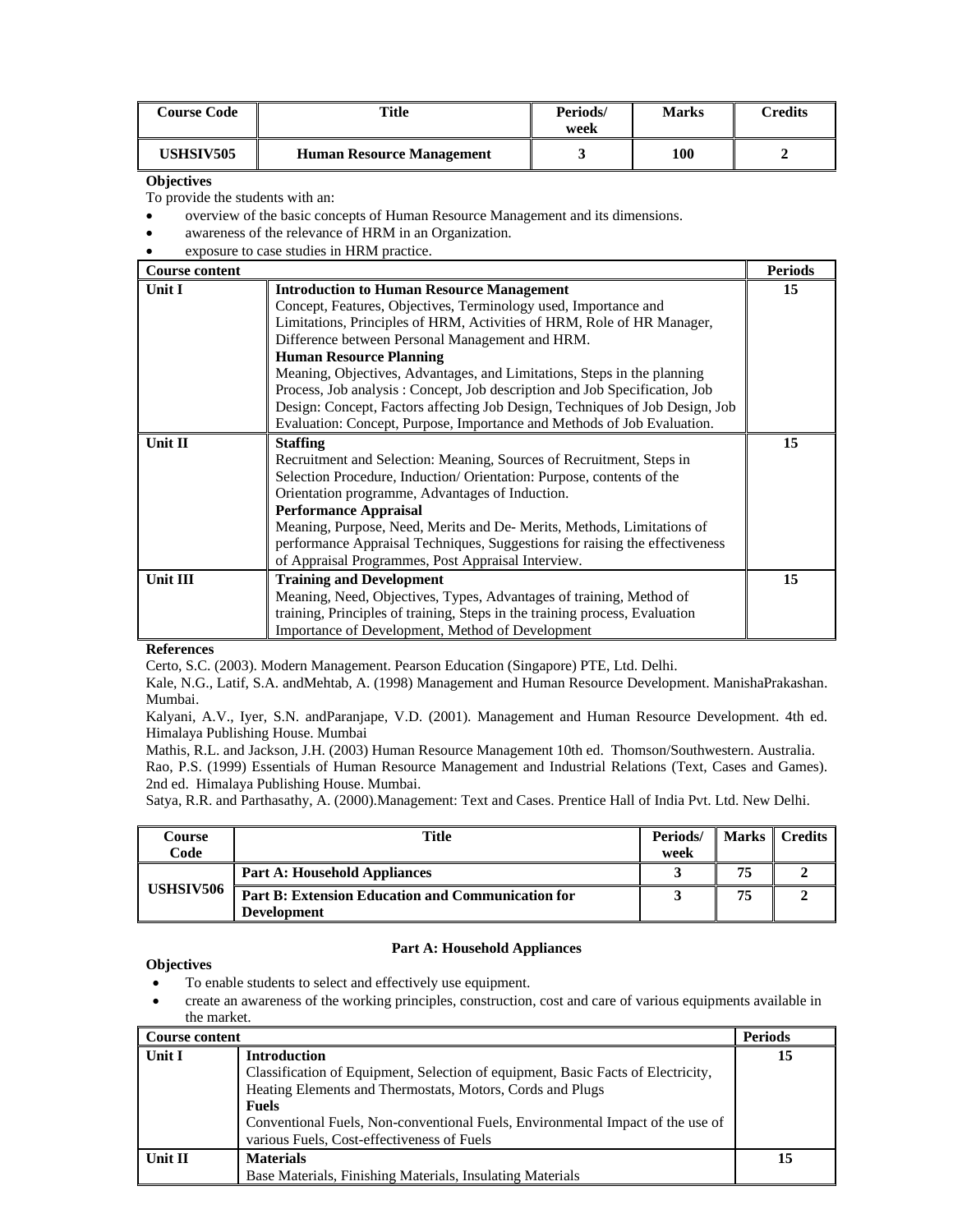| Course Code | Title | Periods/ week | Marks | Credits |
|---|---|---|---|---|
| USHSIV505 | Human Resource Management | 3 | 100 | 2 |

**Objectives**

To provide the students with an:

- overview of the basic concepts of Human Resource Management and its dimensions.
- awareness of the relevance of HRM in an Organization.
- exposure to case studies in HRM practice.

| Course content | | Periods |
|---|---|---|
| Unit I | **Introduction to Human Resource Management**<br>Concept, Features, Objectives, Terminology used, Importance and Limitations, Principles of HRM, Activities of HRM, Role of HR Manager, Difference between Personal Management and HRM.<br>**Human Resource Planning**<br>Meaning, Objectives, Advantages, and Limitations, Steps in the planning Process, Job analysis : Concept, Job description and Job Specification, Job Design: Concept, Factors affecting Job Design, Techniques of Job Design, Job Evaluation: Concept, Purpose, Importance and Methods of Job Evaluation. | 15 |
| Unit II | **Staffing**<br>Recruitment and Selection: Meaning, Sources of Recruitment, Steps in Selection Procedure, Induction/ Orientation: Purpose, contents of the Orientation programme, Advantages of Induction.<br>**Performance Appraisal**<br>Meaning, Purpose, Need, Merits and De- Merits, Methods, Limitations of performance Appraisal Techniques, Suggestions for raising the effectiveness of Appraisal Programmes, Post Appraisal Interview. | 15 |
| Unit III | **Training and Development**<br>Meaning, Need, Objectives, Types, Advantages of training, Method of training, Principles of training, Steps in the training process, Evaluation Importance of Development, Method of Development | 15 |

**References**

Certo, S.C. (2003). Modern Management. Pearson Education (Singapore) PTE, Ltd. Delhi.

Kale, N.G., Latif, S.A. andMehtab, A. (1998) Management and Human Resource Development. ManishaPrakashan. Mumbai.

Kalyani, A.V., Iyer, S.N. andParanjape, V.D. (2001). Management and Human Resource Development. 4th ed. Himalaya Publishing House. Mumbai

Mathis, R.L. and Jackson, J.H. (2003) Human Resource Management 10th ed. Thomson/Southwestern. Australia.

Rao, P.S. (1999) Essentials of Human Resource Management and Industrial Relations (Text, Cases and Games). 2nd ed. Himalaya Publishing House. Mumbai.

Satya, R.R. and Parthasathy, A. (2000).Management: Text and Cases. Prentice Hall of India Pvt. Ltd. New Delhi.

| Course Code | Title | Periods/ week | Marks | Credits |
|---|---|---|---|---|
| USHSIV506 | Part A: Household Appliances | 3 | 75 | 2 |
| | Part B: Extension Education and Communication for Development | 3 | 75 | 2 |

## Part A: Household Appliances

**Objectives**

- To enable students to select and effectively use equipment.
- create an awareness of the working principles, construction, cost and care of various equipments available in the market.

| Course content | | Periods |
|---|---|---|
| Unit I | **Introduction**<br>Classification of Equipment, Selection of equipment, Basic Facts of Electricity, Heating Elements and Thermostats, Motors, Cords and Plugs<br>**Fuels**<br>Conventional Fuels, Non-conventional Fuels, Environmental Impact of the use of various Fuels, Cost-effectiveness of Fuels | 15 |
| Unit II | **Materials**<br>Base Materials, Finishing Materials, Insulating Materials | 15 |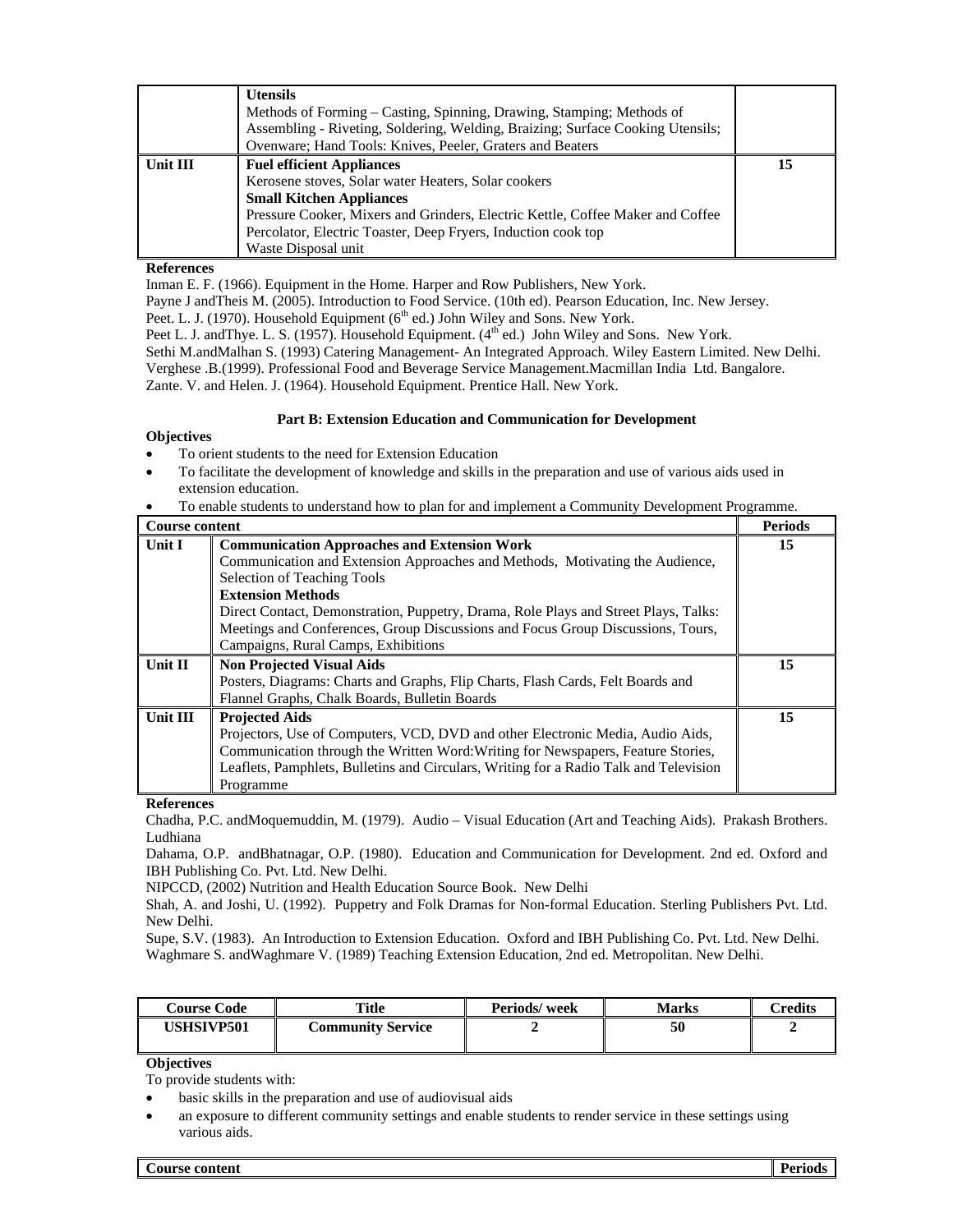| | **Utensils**<br>Methods of Forming – Casting, Spinning, Drawing, Stamping; Methods of Assembling - Riveting, Soldering, Welding, Braizing; Surface Cooking Utensils; Ovenware; Hand Tools: Knives, Peeler, Graters and Beaters | |
|---|---|---|
| **Unit III** | **Fuel efficient Appliances**<br>Kerosene stoves, Solar water Heaters, Solar cookers<br>**Small Kitchen Appliances**<br>Pressure Cooker, Mixers and Grinders, Electric Kettle, Coffee Maker and Coffee Percolator, Electric Toaster, Deep Fryers, Induction cook top<br>Waste Disposal unit | **15** |

**References**

Inman E. F. (1966). Equipment in the Home. Harper and Row Publishers, New York.
Payne J andTheis M. (2005). Introduction to Food Service. (10th ed). Pearson Education, Inc. New Jersey.
Peet. L. J. (1970). Household Equipment (6th ed.) John Wiley and Sons. New York.
Peet L. J. andThye. L. S. (1957). Household Equipment. (4th ed.) John Wiley and Sons. New York.
Sethi M.andMalhan S. (1993) Catering Management- An Integrated Approach. Wiley Eastern Limited. New Delhi.
Verghese .B.(1999). Professional Food and Beverage Service Management.Macmillan India Ltd. Bangalore.
Zante. V. and Helen. J. (1964). Household Equipment. Prentice Hall. New York.

### Part B: Extension Education and Communication for Development

**Objectives**

- To orient students to the need for Extension Education
- To facilitate the development of knowledge and skills in the preparation and use of various aids used in extension education.
- To enable students to understand how to plan for and implement a Community Development Programme.

| **Course content** | | **Periods** |
|---|---|---|
| **Unit I** | **Communication Approaches and Extension Work**<br>Communication and Extension Approaches and Methods, Motivating the Audience, Selection of Teaching Tools<br>**Extension Methods**<br>Direct Contact, Demonstration, Puppetry, Drama, Role Plays and Street Plays, Talks: Meetings and Conferences, Group Discussions and Focus Group Discussions, Tours, Campaigns, Rural Camps, Exhibitions | **15** |
| **Unit II** | **Non Projected Visual Aids**<br>Posters, Diagrams: Charts and Graphs, Flip Charts, Flash Cards, Felt Boards and Flannel Graphs, Chalk Boards, Bulletin Boards | **15** |
| **Unit III** | **Projected Aids**<br>Projectors, Use of Computers, VCD, DVD and other Electronic Media, Audio Aids, Communication through the Written Word:Writing for Newspapers, Feature Stories, Leaflets, Pamphlets, Bulletins and Circulars, Writing for a Radio Talk and Television Programme | **15** |

**References**

Chadha, P.C. andMoquemuddin, M. (1979). Audio – Visual Education (Art and Teaching Aids). Prakash Brothers. Ludhiana
Dahama, O.P. andBhatnagar, O.P. (1980). Education and Communication for Development. 2nd ed. Oxford and IBH Publishing Co. Pvt. Ltd. New Delhi.
NIPCCD, (2002) Nutrition and Health Education Source Book. New Delhi
Shah, A. and Joshi, U. (1992). Puppetry and Folk Dramas for Non-formal Education. Sterling Publishers Pvt. Ltd. New Delhi.
Supe, S.V. (1983). An Introduction to Extension Education. Oxford and IBH Publishing Co. Pvt. Ltd. New Delhi.
Waghmare S. andWaghmare V. (1989) Teaching Extension Education, 2nd ed. Metropolitan. New Delhi.

| Course Code | Title | Periods/ week | Marks | Credits |
|---|---|---|---|---|
| **USHSIVP501** | **Community Service** | **2** | **50** | **2** |

**Objectives**

To provide students with:

- basic skills in the preparation and use of audiovisual aids
- an exposure to different community settings and enable students to render service in these settings using various aids.

| **Course content** | **Periods** |
|---|---|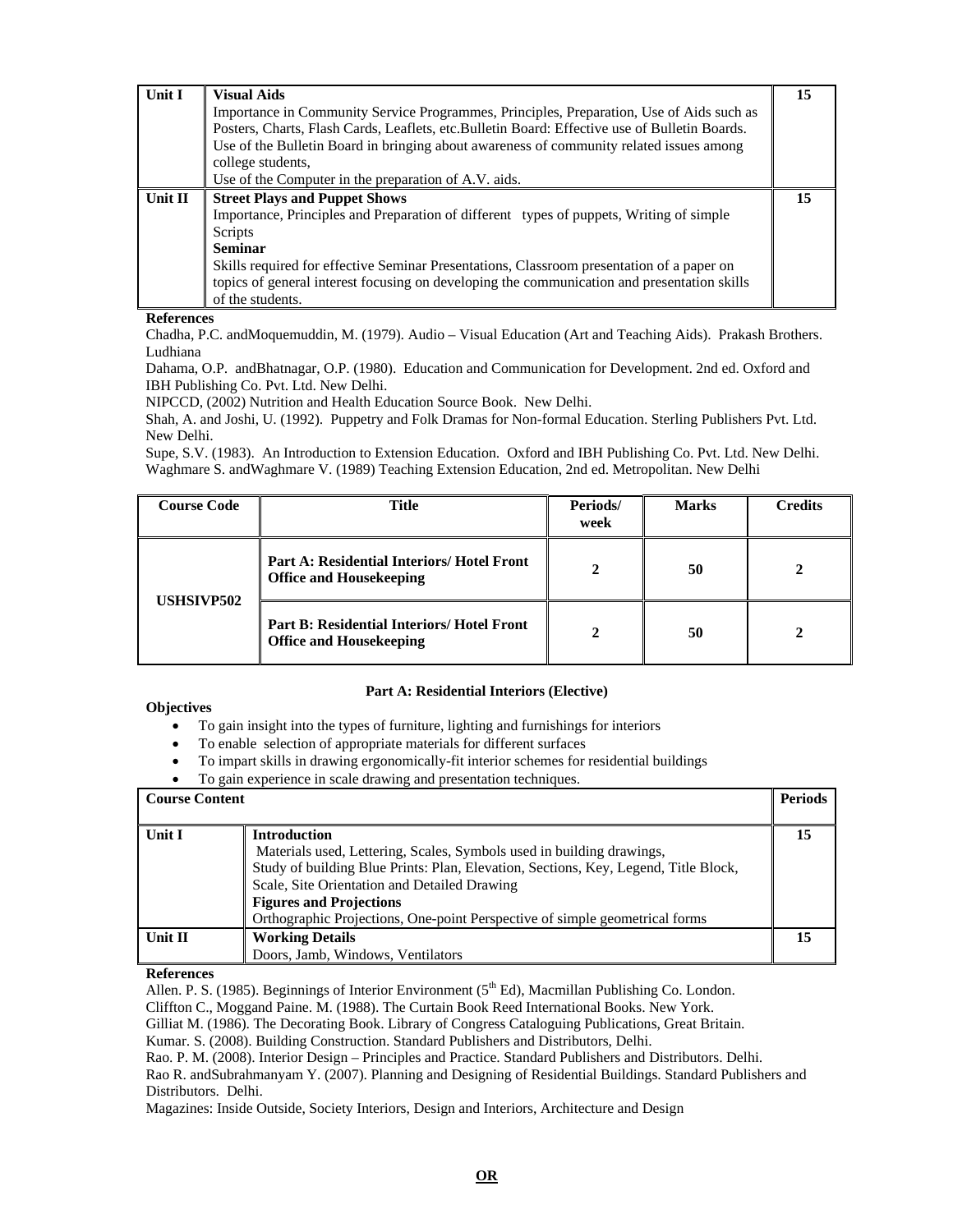| Unit I | **Visual Aids**<br>Importance in Community Service Programmes, Principles, Preparation, Use of Aids such as Posters, Charts, Flash Cards, Leaflets, etc.Bulletin Board: Effective use of Bulletin Boards. Use of the Bulletin Board in bringing about awareness of community related issues among college students,<br>Use of the Computer in the preparation of A.V. aids. | 15 |
|---|---|---|
| Unit II | **Street Plays and Puppet Shows**<br>Importance, Principles and Preparation of different types of puppets, Writing of simple Scripts<br>**Seminar**<br>Skills required for effective Seminar Presentations, Classroom presentation of a paper on topics of general interest focusing on developing the communication and presentation skills of the students. | 15 |

**References**

Chadha, P.C. andMoquemuddin, M. (1979). Audio – Visual Education (Art and Teaching Aids). Prakash Brothers. Ludhiana

Dahama, O.P. andBhatnagar, O.P. (1980). Education and Communication for Development. 2nd ed. Oxford and IBH Publishing Co. Pvt. Ltd. New Delhi.

NIPCCD, (2002) Nutrition and Health Education Source Book. New Delhi.

Shah, A. and Joshi, U. (1992). Puppetry and Folk Dramas for Non-formal Education. Sterling Publishers Pvt. Ltd. New Delhi.

Supe, S.V. (1983). An Introduction to Extension Education. Oxford and IBH Publishing Co. Pvt. Ltd. New Delhi.

Waghmare S. andWaghmare V. (1989) Teaching Extension Education, 2nd ed. Metropolitan. New Delhi

| Course Code | Title | Periods/ week | Marks | Credits |
|---|---|---|---|---|
| USHSIVP502 | **Part A: Residential Interiors/ Hotel Front Office and Housekeeping** | 2 | 50 | 2 |
| | **Part B: Residential Interiors/ Hotel Front Office and Housekeeping** | 2 | 50 | 2 |

**Part A: Residential Interiors (Elective)**

**Objectives**

- To gain insight into the types of furniture, lighting and furnishings for interiors
- To enable selection of appropriate materials for different surfaces
- To impart skills in drawing ergonomically-fit interior schemes for residential buildings
- To gain experience in scale drawing and presentation techniques.

| Course Content | | Periods |
|---|---|---|
| Unit I | **Introduction**<br>Materials used, Lettering, Scales, Symbols used in building drawings,<br>Study of building Blue Prints: Plan, Elevation, Sections, Key, Legend, Title Block, Scale, Site Orientation and Detailed Drawing<br>**Figures and Projections**<br>Orthographic Projections, One-point Perspective of simple geometrical forms | 15 |
| Unit II | **Working Details**<br>Doors, Jamb, Windows, Ventilators | 15 |

**References**

Allen. P. S. (1985). Beginnings of Interior Environment (5th Ed), Macmillan Publishing Co. London.

Cliffton C., Moggand Paine. M. (1988). The Curtain Book Reed International Books. New York.

Gilliat M. (1986). The Decorating Book. Library of Congress Cataloguing Publications, Great Britain.

Kumar. S. (2008). Building Construction. Standard Publishers and Distributors, Delhi.

Rao. P. M. (2008). Interior Design – Principles and Practice. Standard Publishers and Distributors. Delhi.

Rao R. andSubrahmanyam Y. (2007). Planning and Designing of Residential Buildings. Standard Publishers and Distributors. Delhi.

Magazines: Inside Outside, Society Interiors, Design and Interiors, Architecture and Design

**OR**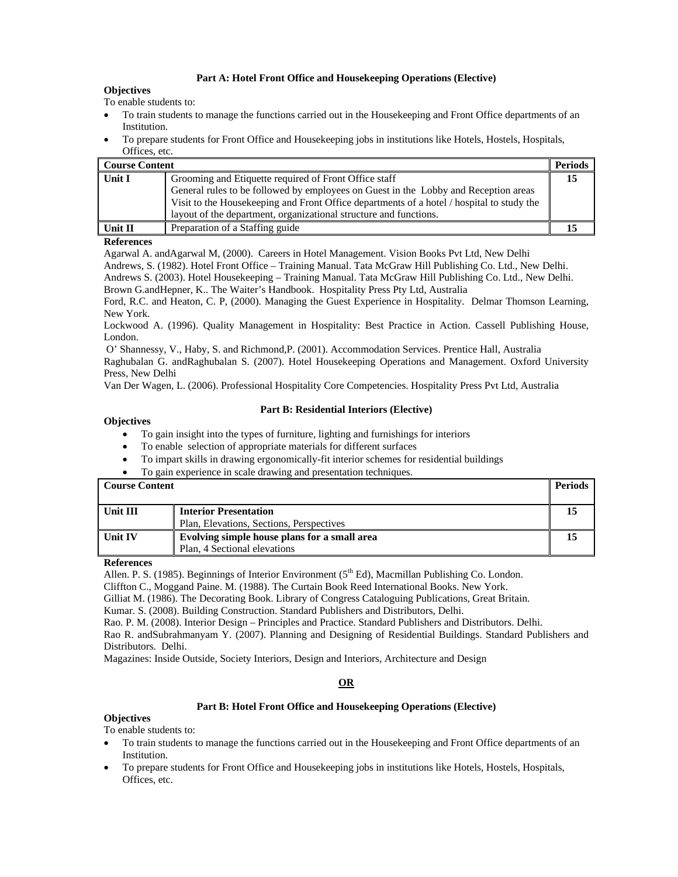### Part A: Hotel Front Office and Housekeeping Operations (Elective)

**Objectives**

To enable students to:

- To train students to manage the functions carried out in the Housekeeping and Front Office departments of an Institution.
- To prepare students for Front Office and Housekeeping jobs in institutions like Hotels, Hostels, Hospitals, Offices, etc.

| Course Content | | Periods |
|---|---|---|
| Unit I | Grooming and Etiquette required of Front Office staff<br>General rules to be followed by employees on Guest in the Lobby and Reception areas<br>Visit to the Housekeeping and Front Office departments of a hotel / hospital to study the layout of the department, organizational structure and functions. | 15 |
| Unit II | Preparation of a Staffing guide | 15 |

**References**

Agarwal A. andAgarwal M, (2000). Careers in Hotel Management. Vision Books Pvt Ltd, New Delhi

Andrews, S. (1982). Hotel Front Office – Training Manual. Tata McGraw Hill Publishing Co. Ltd., New Delhi.

Andrews S. (2003). Hotel Housekeeping – Training Manual. Tata McGraw Hill Publishing Co. Ltd., New Delhi.

Brown G.andHepner, K.. The Waiter's Handbook. Hospitality Press Pty Ltd, Australia

Ford, R.C. and Heaton, C. P, (2000). Managing the Guest Experience in Hospitality. Delmar Thomson Learning, New York.

Lockwood A. (1996). Quality Management in Hospitality: Best Practice in Action. Cassell Publishing House, London.

O' Shannessy, V., Haby, S. and Richmond,P. (2001). Accommodation Services. Prentice Hall, Australia

Raghubalan G. andRaghubalan S. (2007). Hotel Housekeeping Operations and Management. Oxford University Press, New Delhi

Van Der Wagen, L. (2006). Professional Hospitality Core Competencies. Hospitality Press Pvt Ltd, Australia

### Part B: Residential Interiors (Elective)

**Objectives**

- To gain insight into the types of furniture, lighting and furnishings for interiors
- To enable selection of appropriate materials for different surfaces
- To impart skills in drawing ergonomically-fit interior schemes for residential buildings
- To gain experience in scale drawing and presentation techniques.

| Course Content | | Periods |
|---|---|---|
| Unit III | **Interior Presentation**<br>Plan, Elevations, Sections, Perspectives | 15 |
| Unit IV | **Evolving simple house plans for a small area**<br>Plan, 4 Sectional elevations | 15 |

**References**

Allen. P. S. (1985). Beginnings of Interior Environment (5th Ed), Macmillan Publishing Co. London.

Cliffton C., Moggand Paine. M. (1988). The Curtain Book Reed International Books. New York.

Gilliat M. (1986). The Decorating Book. Library of Congress Cataloguing Publications, Great Britain.

Kumar. S. (2008). Building Construction. Standard Publishers and Distributors, Delhi.

Rao. P. M. (2008). Interior Design – Principles and Practice. Standard Publishers and Distributors. Delhi.

Rao R. andSubrahmanyam Y. (2007). Planning and Designing of Residential Buildings. Standard Publishers and Distributors. Delhi.

Magazines: Inside Outside, Society Interiors, Design and Interiors, Architecture and Design

**OR**

### Part B: Hotel Front Office and Housekeeping Operations (Elective)

**Objectives**

To enable students to:

- To train students to manage the functions carried out in the Housekeeping and Front Office departments of an Institution.
- To prepare students for Front Office and Housekeeping jobs in institutions like Hotels, Hostels, Hospitals, Offices, etc.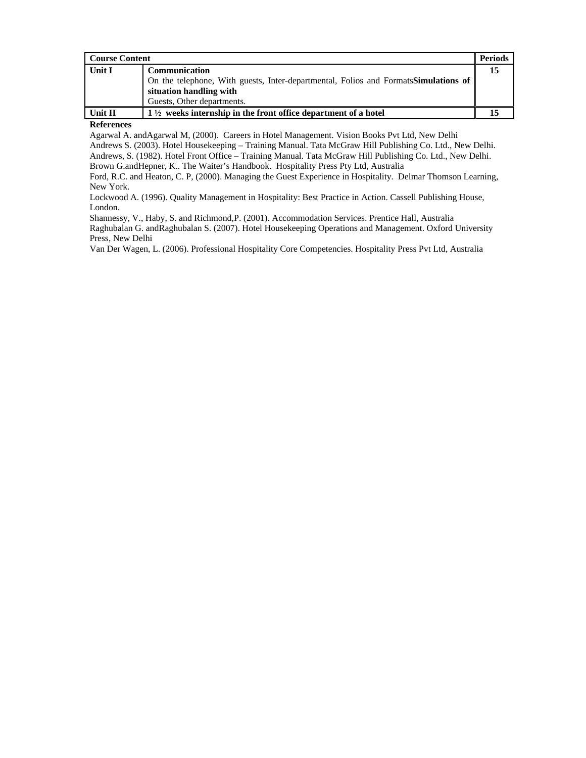| Course Content | | Periods |
|---|---|---|
| **Unit I** | **Communication**<br>On the telephone, With guests, Inter-departmental, Folios and Formats**Simulations of situation handling with**<br>Guests, Other departments. | **15** |
| **Unit II** | **1 ½ weeks internship in the front office department of a hotel** | **15** |

**References**

Agarwal A. andAgarwal M, (2000). Careers in Hotel Management. Vision Books Pvt Ltd, New Delhi

Andrews S. (2003). Hotel Housekeeping – Training Manual. Tata McGraw Hill Publishing Co. Ltd., New Delhi.

Andrews, S. (1982). Hotel Front Office – Training Manual. Tata McGraw Hill Publishing Co. Ltd., New Delhi.

Brown G.andHepner, K.. The Waiter's Handbook. Hospitality Press Pty Ltd, Australia

Ford, R.C. and Heaton, C. P, (2000). Managing the Guest Experience in Hospitality. Delmar Thomson Learning, New York.

Lockwood A. (1996). Quality Management in Hospitality: Best Practice in Action. Cassell Publishing House, London.

Shannessy, V., Haby, S. and Richmond,P. (2001). Accommodation Services. Prentice Hall, Australia

Raghubalan G. andRaghubalan S. (2007). Hotel Housekeeping Operations and Management. Oxford University Press, New Delhi

Van Der Wagen, L. (2006). Professional Hospitality Core Competencies. Hospitality Press Pvt Ltd, Australia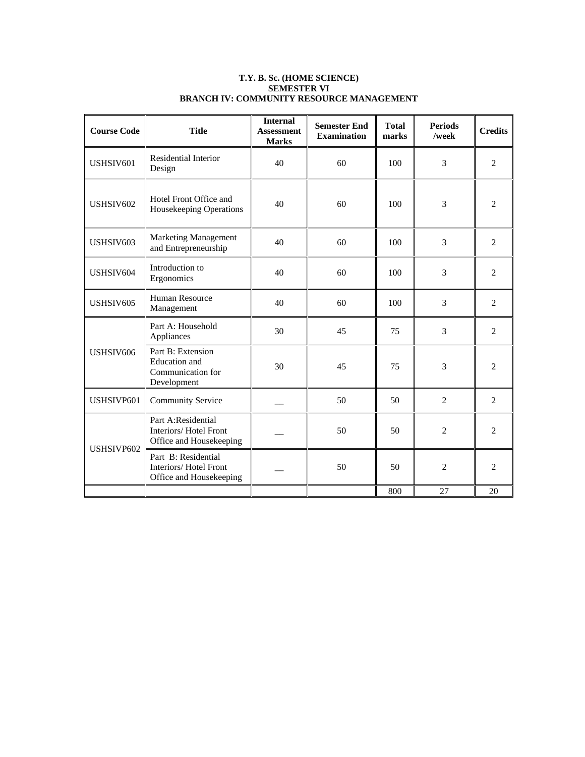**T.Y. B. Sc. (HOME SCIENCE)**
**SEMESTER VI**
**BRANCH IV: COMMUNITY RESOURCE MANAGEMENT**

| Course Code | Title | Internal Assessment Marks | Semester End Examination | Total marks | Periods /week | Credits |
|---|---|---|---|---|---|---|
| USHSIV601 | Residential Interior Design | 40 | 60 | 100 | 3 | 2 |
| USHSIV602 | Hotel Front Office and Housekeeping Operations | 40 | 60 | 100 | 3 | 2 |
| USHSIV603 | Marketing Management and Entrepreneurship | 40 | 60 | 100 | 3 | 2 |
| USHSIV604 | Introduction to Ergonomics | 40 | 60 | 100 | 3 | 2 |
| USHSIV605 | Human Resource Management | 40 | 60 | 100 | 3 | 2 |
| USHSIV606 | Part A: Household Appliances | 30 | 45 | 75 | 3 | 2 |
| | Part B: Extension Education and Communication for Development | 30 | 45 | 75 | 3 | 2 |
| USHSIVP601 | Community Service | __ | 50 | 50 | 2 | 2 |
| USHSIVP602 | Part A:Residential Interiors/ Hotel Front Office and Housekeeping | __ | 50 | 50 | 2 | 2 |
| | Part B: Residential Interiors/ Hotel Front Office and Housekeeping | __ | 50 | 50 | 2 | 2 |
| | | | | 800 | 27 | 20 |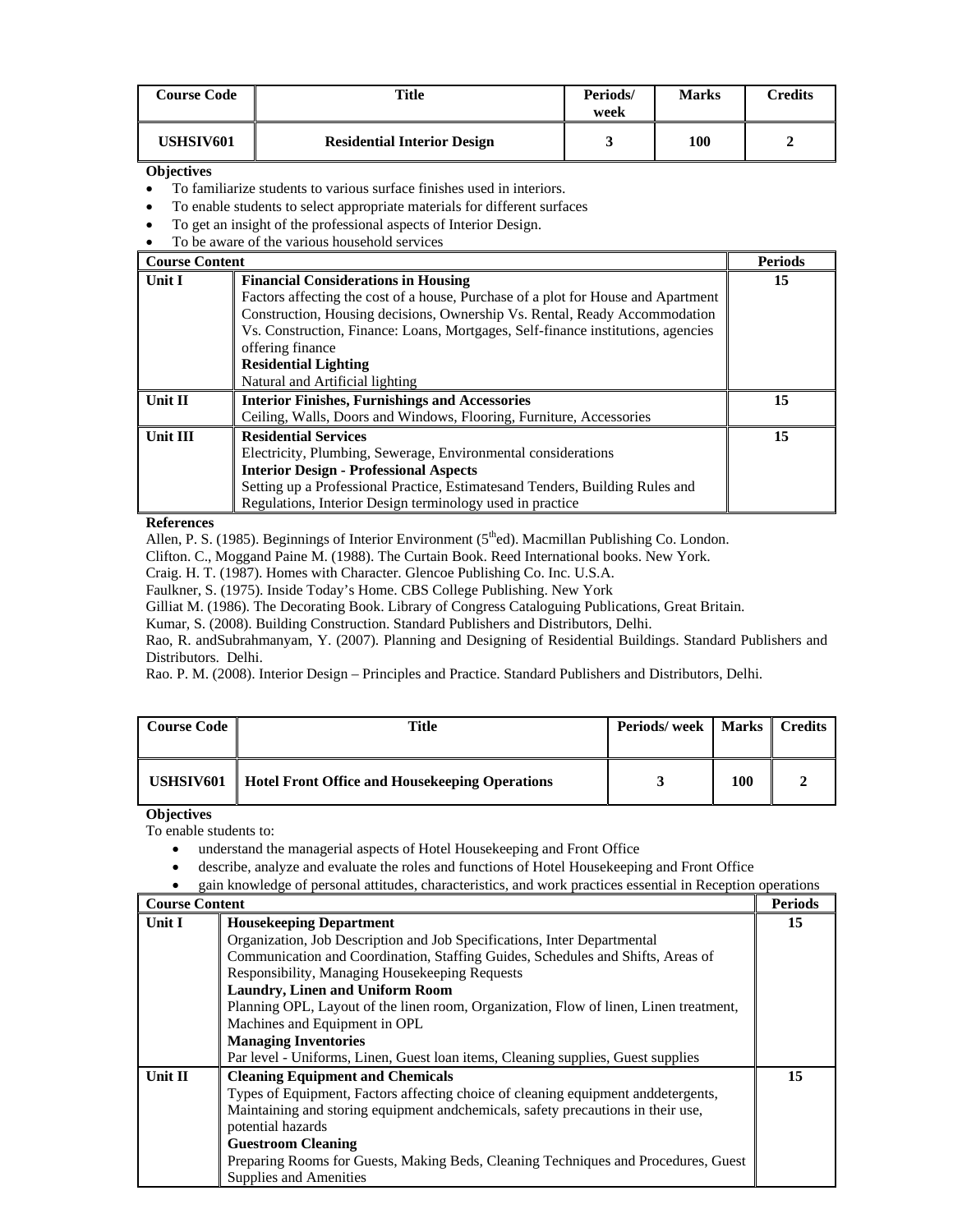| Course Code | Title | Periods/ week | Marks | Credits |
|---|---|---|---|---|
| USHSIV601 | **Residential Interior Design** | 3 | 100 | 2 |

**Objectives**

- To familiarize students to various surface finishes used in interiors.
- To enable students to select appropriate materials for different surfaces
- To get an insight of the professional aspects of Interior Design.
- To be aware of the various household services

| Course Content | | Periods |
|---|---|---|
| Unit I | **Financial Considerations in Housing**<br>Factors affecting the cost of a house, Purchase of a plot for House and Apartment Construction, Housing decisions, Ownership Vs. Rental, Ready Accommodation Vs. Construction, Finance: Loans, Mortgages, Self-finance institutions, agencies offering finance<br>**Residential Lighting**<br>Natural and Artificial lighting | 15 |
| Unit II | **Interior Finishes, Furnishings and Accessories**<br>Ceiling, Walls, Doors and Windows, Flooring, Furniture, Accessories | 15 |
| Unit III | **Residential Services**<br>Electricity, Plumbing, Sewerage, Environmental considerations<br>**Interior Design - Professional Aspects**<br>Setting up a Professional Practice, Estimatesand Tenders, Building Rules and Regulations, Interior Design terminology used in practice | 15 |

**References**

Allen, P. S. (1985). Beginnings of Interior Environment (5th ed). Macmillan Publishing Co. London.

Clifton. C., Moggand Paine M. (1988). The Curtain Book. Reed International books. New York.

Craig. H. T. (1987). Homes with Character. Glencoe Publishing Co. Inc. U.S.A.

Faulkner, S. (1975). Inside Today's Home. CBS College Publishing. New York

Gilliat M. (1986). The Decorating Book. Library of Congress Cataloguing Publications, Great Britain.

Kumar, S. (2008). Building Construction. Standard Publishers and Distributors, Delhi.

Rao, R. andSubrahmanyam, Y. (2007). Planning and Designing of Residential Buildings. Standard Publishers and Distributors. Delhi.

Rao. P. M. (2008). Interior Design – Principles and Practice. Standard Publishers and Distributors, Delhi.

| Course Code | Title | Periods/ week | Marks | Credits |
|---|---|---|---|---|
| USHSIV601 | **Hotel Front Office and Housekeeping Operations** | 3 | 100 | 2 |

**Objectives**

To enable students to:

- understand the managerial aspects of Hotel Housekeeping and Front Office
- describe, analyze and evaluate the roles and functions of Hotel Housekeeping and Front Office
- gain knowledge of personal attitudes, characteristics, and work practices essential in Reception operations

| Course Content | | Periods |
|---|---|---|
| Unit I | **Housekeeping Department**<br>Organization, Job Description and Job Specifications, Inter Departmental Communication and Coordination, Staffing Guides, Schedules and Shifts, Areas of Responsibility, Managing Housekeeping Requests<br>**Laundry, Linen and Uniform Room**<br>Planning OPL, Layout of the linen room, Organization, Flow of linen, Linen treatment, Machines and Equipment in OPL<br>**Managing Inventories**<br>Par level - Uniforms, Linen, Guest loan items, Cleaning supplies, Guest supplies | 15 |
| Unit II | **Cleaning Equipment and Chemicals**<br>Types of Equipment, Factors affecting choice of cleaning equipment anddetergents, Maintaining and storing equipment andchemicals, safety precautions in their use, potential hazards<br>**Guestroom Cleaning**<br>Preparing Rooms for Guests, Making Beds, Cleaning Techniques and Procedures, Guest Supplies and Amenities | 15 |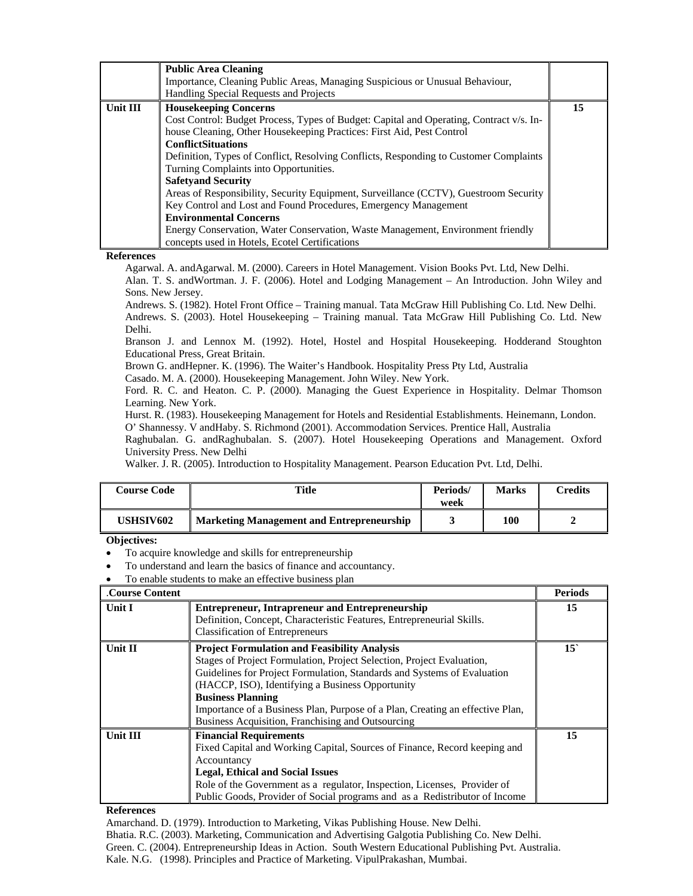| | | |
|---|---|---|
| | **Public Area Cleaning**<br>Importance, Cleaning Public Areas, Managing Suspicious or Unusual Behaviour, Handling Special Requests and Projects | |
| **Unit III** | **Housekeeping Concerns**<br>Cost Control: Budget Process, Types of Budget: Capital and Operating, Contract v/s. In-house Cleaning, Other Housekeeping Practices: First Aid, Pest Control<br>**ConflictSituations**<br>Definition, Types of Conflict, Resolving Conflicts, Responding to Customer Complaints Turning Complaints into Opportunities.<br>**Safetyand Security**<br>Areas of Responsibility, Security Equipment, Surveillance (CCTV), Guestroom Security Key Control and Lost and Found Procedures, Emergency Management<br>**Environmental Concerns**<br>Energy Conservation, Water Conservation, Waste Management, Environment friendly concepts used in Hotels, Ecotel Certifications | **15** |

**References**

Agarwal. A. andAgarwal. M. (2000). Careers in Hotel Management. Vision Books Pvt. Ltd, New Delhi.

Alan. T. S. andWortman. J. F. (2006). Hotel and Lodging Management – An Introduction. John Wiley and Sons. New Jersey.

Andrews. S. (1982). Hotel Front Office – Training manual. Tata McGraw Hill Publishing Co. Ltd. New Delhi.

Andrews. S. (2003). Hotel Housekeeping – Training manual. Tata McGraw Hill Publishing Co. Ltd. New Delhi.

Branson J. and Lennox M. (1992). Hotel, Hostel and Hospital Housekeeping. Hodderand Stoughton Educational Press, Great Britain.

Brown G. andHepner. K. (1996). The Waiter's Handbook. Hospitality Press Pty Ltd, Australia

Casado. M. A. (2000). Housekeeping Management. John Wiley. New York.

Ford. R. C. and Heaton. C. P. (2000). Managing the Guest Experience in Hospitality. Delmar Thomson Learning. New York.

Hurst. R. (1983). Housekeeping Management for Hotels and Residential Establishments. Heinemann, London.

O' Shannessy. V andHaby. S. Richmond (2001). Accommodation Services. Prentice Hall, Australia

Raghubalan. G. andRaghubalan. S. (2007). Hotel Housekeeping Operations and Management. Oxford University Press. New Delhi

Walker. J. R. (2005). Introduction to Hospitality Management. Pearson Education Pvt. Ltd, Delhi.

| Course Code | Title | Periods/ week | Marks | Credits |
|---|---|---|---|---|
| **USHSIV602** | **Marketing Management and Entrepreneurship** | **3** | **100** | **2** |

**Objectives:**

- To acquire knowledge and skills for entrepreneurship
- To understand and learn the basics of finance and accountancy.
- To enable students to make an effective business plan

| .Course Content | | Periods |
|---|---|---|
| **Unit I** | **Entrepreneur, Intrapreneur and Entrepreneurship**<br>Definition, Concept, Characteristic Features, Entrepreneurial Skills. Classification of Entrepreneurs | **15** |
| **Unit II** | **Project Formulation and Feasibility Analysis**<br>Stages of Project Formulation, Project Selection, Project Evaluation, Guidelines for Project Formulation, Standards and Systems of Evaluation (HACCP, ISO), Identifying a Business Opportunity<br>**Business Planning**<br>Importance of a Business Plan, Purpose of a Plan, Creating an effective Plan, Business Acquisition, Franchising and Outsourcing | **15`** |
| **Unit III** | **Financial Requirements**<br>Fixed Capital and Working Capital, Sources of Finance, Record keeping and Accountancy<br>**Legal, Ethical and Social Issues**<br>Role of the Government as a regulator, Inspection, Licenses, Provider of Public Goods, Provider of Social programs and as a Redistributor of Income | **15** |

**References**

Amarchand. D. (1979). Introduction to Marketing, Vikas Publishing House. New Delhi.

Bhatia. R.C. (2003). Marketing, Communication and Advertising Galgotia Publishing Co. New Delhi.

Green. C. (2004). Entrepreneurship Ideas in Action. South Western Educational Publishing Pvt. Australia.

Kale. N.G. (1998). Principles and Practice of Marketing. VipulPrakashan, Mumbai.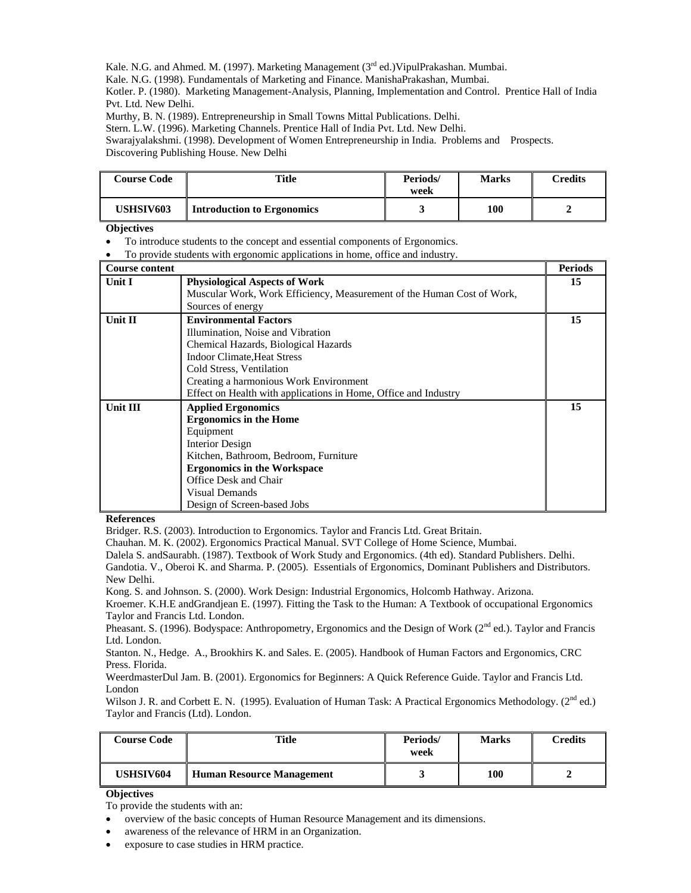Kale. N.G. and Ahmed. M. (1997). Marketing Management (3rd ed.)VipulPrakashan. Mumbai.
Kale. N.G. (1998). Fundamentals of Marketing and Finance. ManishaPrakashan, Mumbai.
Kotler. P. (1980). Marketing Management-Analysis, Planning, Implementation and Control. Prentice Hall of India Pvt. Ltd. New Delhi.
Murthy, B. N. (1989). Entrepreneurship in Small Towns Mittal Publications. Delhi.
Stern. L.W. (1996). Marketing Channels. Prentice Hall of India Pvt. Ltd. New Delhi.
Swarajyalakshmi. (1998). Development of Women Entrepreneurship in India. Problems and Prospects. Discovering Publishing House. New Delhi

| Course Code | Title | Periods/ week | Marks | Credits |
|---|---|---|---|---|
| USHSIV603 | Introduction to Ergonomics | 3 | 100 | 2 |

**Objectives**

- To introduce students to the concept and essential components of Ergonomics.
- To provide students with ergonomic applications in home, office and industry.

| Course content | | Periods |
|---|---|---|
| Unit I | **Physiological Aspects of Work**<br>Muscular Work, Work Efficiency, Measurement of the Human Cost of Work, Sources of energy | 15 |
| Unit II | **Environmental Factors**<br>Illumination, Noise and Vibration<br>Chemical Hazards, Biological Hazards<br>Indoor Climate,Heat Stress<br>Cold Stress, Ventilation<br>Creating a harmonious Work Environment<br>Effect on Health with applications in Home, Office and Industry | 15 |
| Unit III | **Applied Ergonomics**<br>**Ergonomics in the Home**<br>Equipment<br>Interior Design<br>Kitchen, Bathroom, Bedroom, Furniture<br>**Ergonomics in the Workspace**<br>Office Desk and Chair<br>Visual Demands<br>Design of Screen-based Jobs | 15 |

**References**

Bridger. R.S. (2003). Introduction to Ergonomics. Taylor and Francis Ltd. Great Britain.
Chauhan. M. K. (2002). Ergonomics Practical Manual. SVT College of Home Science, Mumbai.
Dalela S. andSaurabh. (1987). Textbook of Work Study and Ergonomics. (4th ed). Standard Publishers. Delhi.
Gandotia. V., Oberoi K. and Sharma. P. (2005). Essentials of Ergonomics, Dominant Publishers and Distributors. New Delhi.
Kong. S. and Johnson. S. (2000). Work Design: Industrial Ergonomics, Holcomb Hathway. Arizona.
Kroemer. K.H.E andGrandjean E. (1997). Fitting the Task to the Human: A Textbook of occupational Ergonomics Taylor and Francis Ltd. London.
Pheasant. S. (1996). Bodyspace: Anthropometry, Ergonomics and the Design of Work (2nd ed.). Taylor and Francis Ltd. London.
Stanton. N., Hedge. A., Brookhirs K. and Sales. E. (2005). Handbook of Human Factors and Ergonomics, CRC Press. Florida.
WeerdmasterDul Jam. B. (2001). Ergonomics for Beginners: A Quick Reference Guide. Taylor and Francis Ltd. London
Wilson J. R. and Corbett E. N. (1995). Evaluation of Human Task: A Practical Ergonomics Methodology. (2nd ed.) Taylor and Francis (Ltd). London.

| Course Code | Title | Periods/ week | Marks | Credits |
|---|---|---|---|---|
| USHSIV604 | Human Resource Management | 3 | 100 | 2 |

**Objectives**

To provide the students with an:

- overview of the basic concepts of Human Resource Management and its dimensions.
- awareness of the relevance of HRM in an Organization.
- exposure to case studies in HRM practice.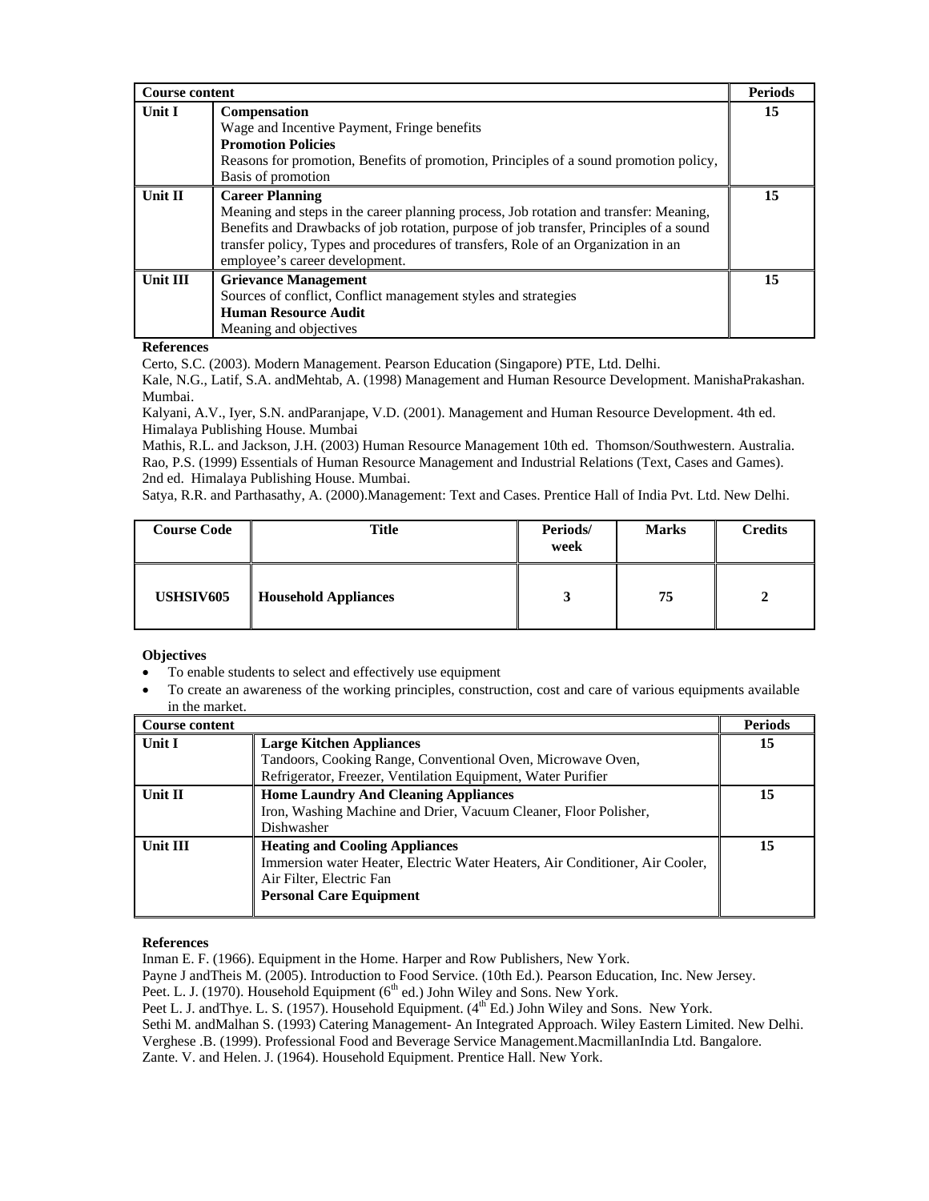| Course content | | Periods |
|---|---|---|
| **Unit I** | **Compensation**<br>Wage and Incentive Payment, Fringe benefits<br>**Promotion Policies**<br>Reasons for promotion, Benefits of promotion, Principles of a sound promotion policy, Basis of promotion | **15** |
| **Unit II** | **Career Planning**<br>Meaning and steps in the career planning process, Job rotation and transfer: Meaning, Benefits and Drawbacks of job rotation, purpose of job transfer, Principles of a sound transfer policy, Types and procedures of transfers, Role of an Organization in an employee's career development. | **15** |
| **Unit III** | **Grievance Management**<br>Sources of conflict, Conflict management styles and strategies<br>**Human Resource Audit**<br>Meaning and objectives | **15** |

**References**

Certo, S.C. (2003). Modern Management. Pearson Education (Singapore) PTE, Ltd. Delhi.

Kale, N.G., Latif, S.A. andMehtab, A. (1998) Management and Human Resource Development. ManishaPrakashan. Mumbai.

Kalyani, A.V., Iyer, S.N. andParanjape, V.D. (2001). Management and Human Resource Development. 4th ed. Himalaya Publishing House. Mumbai

Mathis, R.L. and Jackson, J.H. (2003) Human Resource Management 10th ed. Thomson/Southwestern. Australia.

Rao, P.S. (1999) Essentials of Human Resource Management and Industrial Relations (Text, Cases and Games). 2nd ed. Himalaya Publishing House. Mumbai.

Satya, R.R. and Parthasathy, A. (2000).Management: Text and Cases. Prentice Hall of India Pvt. Ltd. New Delhi.

| Course Code | Title | Periods/ week | Marks | Credits |
|---|---|---|---|---|
| **USHSIV605** | **Household Appliances** | **3** | **75** | **2** |

**Objectives**

- To enable students to select and effectively use equipment
- To create an awareness of the working principles, construction, cost and care of various equipments available in the market.

| Course content | | Periods |
|---|---|---|
| **Unit I** | **Large Kitchen Appliances**<br>Tandoors, Cooking Range, Conventional Oven, Microwave Oven, Refrigerator, Freezer, Ventilation Equipment, Water Purifier | **15** |
| **Unit II** | **Home Laundry And Cleaning Appliances**<br>Iron, Washing Machine and Drier, Vacuum Cleaner, Floor Polisher, Dishwasher | **15** |
| **Unit III** | **Heating and Cooling Appliances**<br>Immersion water Heater, Electric Water Heaters, Air Conditioner, Air Cooler, Air Filter, Electric Fan<br>**Personal Care Equipment** | **15** |

**References**

Inman E. F. (1966). Equipment in the Home. Harper and Row Publishers, New York.

Payne J andTheis M. (2005). Introduction to Food Service. (10th Ed.). Pearson Education, Inc. New Jersey.

Peet. L. J. (1970). Household Equipment (6th ed.) John Wiley and Sons. New York.

Peet L. J. andThye. L. S. (1957). Household Equipment. (4th Ed.) John Wiley and Sons. New York.

Sethi M. andMalhan S. (1993) Catering Management- An Integrated Approach. Wiley Eastern Limited. New Delhi.

Verghese .B. (1999). Professional Food and Beverage Service Management.MacmillanIndia Ltd. Bangalore.

Zante. V. and Helen. J. (1964). Household Equipment. Prentice Hall. New York.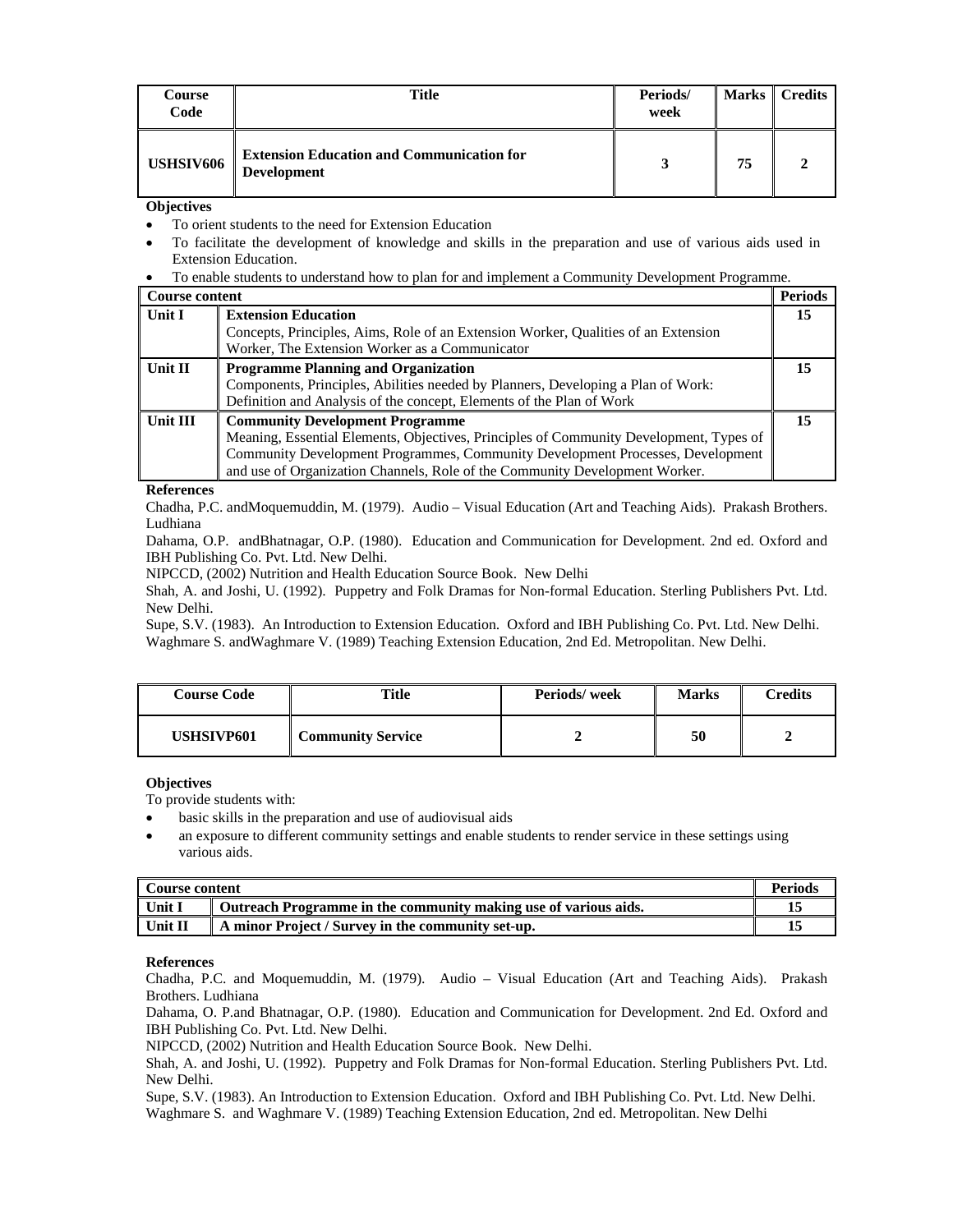| Course Code | Title | Periods/ week | Marks | Credits |
|---|---|---|---|---|
| **USHSIV606** | **Extension Education and Communication for Development** | **3** | **75** | **2** |

**Objectives**

- To orient students to the need for Extension Education
- To facilitate the development of knowledge and skills in the preparation and use of various aids used in Extension Education.
- To enable students to understand how to plan for and implement a Community Development Programme.

| Course content | | Periods |
|---|---|---|
| **Unit I** | **Extension Education**<br>Concepts, Principles, Aims, Role of an Extension Worker, Qualities of an Extension Worker, The Extension Worker as a Communicator | **15** |
| **Unit II** | **Programme Planning and Organization**<br>Components, Principles, Abilities needed by Planners, Developing a Plan of Work: Definition and Analysis of the concept, Elements of the Plan of Work | **15** |
| **Unit III** | **Community Development Programme**<br>Meaning, Essential Elements, Objectives, Principles of Community Development, Types of Community Development Programmes, Community Development Processes, Development and use of Organization Channels, Role of the Community Development Worker. | **15** |

**References**

Chadha, P.C. andMoquemuddin, M. (1979). Audio – Visual Education (Art and Teaching Aids). Prakash Brothers. Ludhiana

Dahama, O.P. andBhatnagar, O.P. (1980). Education and Communication for Development. 2nd ed. Oxford and IBH Publishing Co. Pvt. Ltd. New Delhi.

NIPCCD, (2002) Nutrition and Health Education Source Book. New Delhi

Shah, A. and Joshi, U. (1992). Puppetry and Folk Dramas for Non-formal Education. Sterling Publishers Pvt. Ltd. New Delhi.

Supe, S.V. (1983). An Introduction to Extension Education. Oxford and IBH Publishing Co. Pvt. Ltd. New Delhi.

Waghmare S. andWaghmare V. (1989) Teaching Extension Education, 2nd Ed. Metropolitan. New Delhi.

| Course Code | Title | Periods/ week | Marks | Credits |
|---|---|---|---|---|
| **USHSIVP601** | **Community Service** | **2** | **50** | **2** |

**Objectives**

To provide students with:

- basic skills in the preparation and use of audiovisual aids
- an exposure to different community settings and enable students to render service in these settings using various aids.

| Course content | | Periods |
|---|---|---|
| **Unit I** | **Outreach Programme in the community making use of various aids.** | **15** |
| **Unit II** | **A minor Project / Survey in the community set-up.** | **15** |

**References**

Chadha, P.C. and Moquemuddin, M. (1979). Audio – Visual Education (Art and Teaching Aids). Prakash Brothers. Ludhiana

Dahama, O. P.and Bhatnagar, O.P. (1980). Education and Communication for Development. 2nd Ed. Oxford and IBH Publishing Co. Pvt. Ltd. New Delhi.

NIPCCD, (2002) Nutrition and Health Education Source Book. New Delhi.

Shah, A. and Joshi, U. (1992). Puppetry and Folk Dramas for Non-formal Education. Sterling Publishers Pvt. Ltd. New Delhi.

Supe, S.V. (1983). An Introduction to Extension Education. Oxford and IBH Publishing Co. Pvt. Ltd. New Delhi.

Waghmare S. and Waghmare V. (1989) Teaching Extension Education, 2nd ed. Metropolitan. New Delhi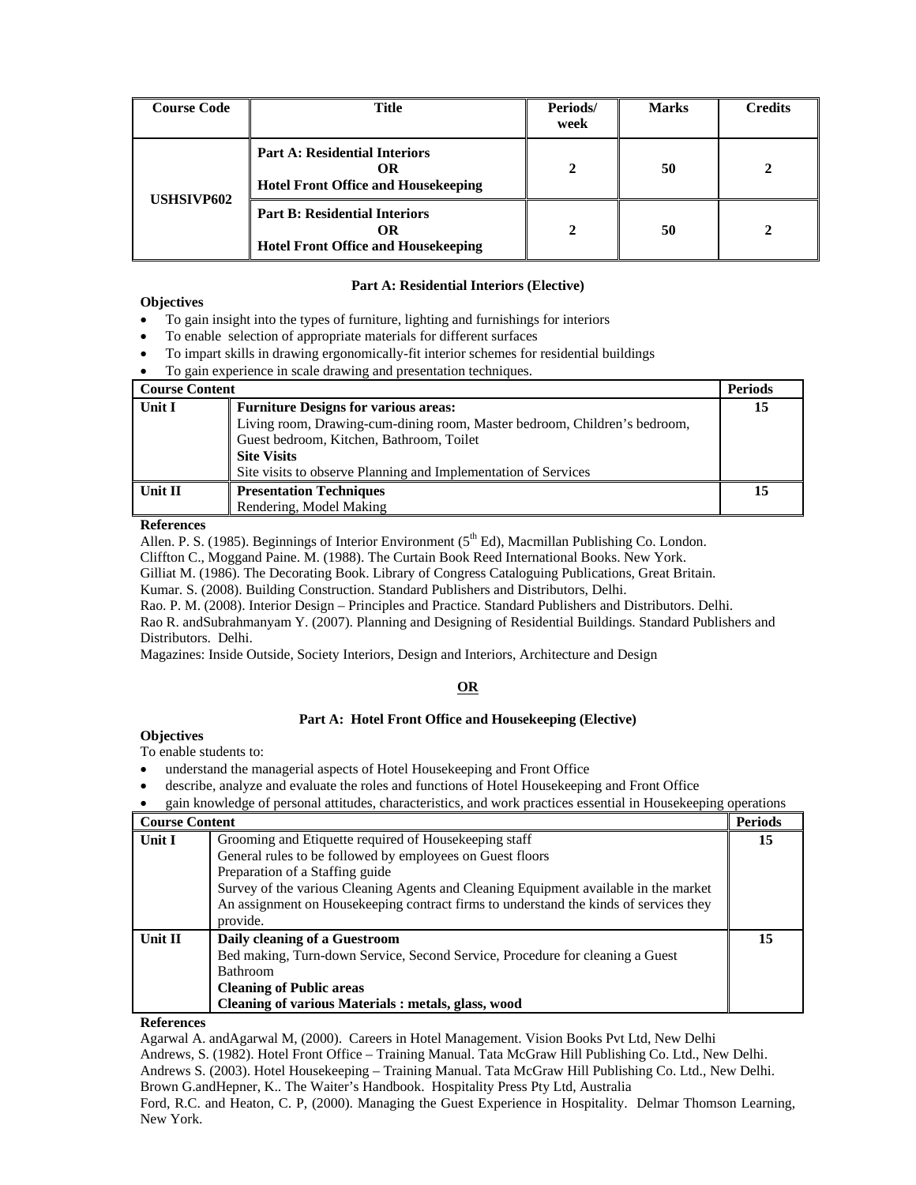| Course Code | Title | Periods/ week | Marks | Credits |
|---|---|---|---|---|
| USHSIVP602 | **Part A: Residential Interiors OR Hotel Front Office and Housekeeping** | 2 | 50 | 2 |
| | **Part B: Residential Interiors OR Hotel Front Office and Housekeeping** | 2 | 50 | 2 |

### Part A: Residential Interiors (Elective)

**Objectives**

- To gain insight into the types of furniture, lighting and furnishings for interiors
- To enable selection of appropriate materials for different surfaces
- To impart skills in drawing ergonomically-fit interior schemes for residential buildings
- To gain experience in scale drawing and presentation techniques.

| Course Content | | Periods |
|---|---|---|
| Unit I | **Furniture Designs for various areas:** Living room, Drawing-cum-dining room, Master bedroom, Children's bedroom, Guest bedroom, Kitchen, Bathroom, Toilet **Site Visits** Site visits to observe Planning and Implementation of Services | 15 |
| Unit II | **Presentation Techniques** Rendering, Model Making | 15 |

**References**

Allen. P. S. (1985). Beginnings of Interior Environment (5th Ed), Macmillan Publishing Co. London.
Cliffton C., Moggand Paine. M. (1988). The Curtain Book Reed International Books. New York.
Gilliat M. (1986). The Decorating Book. Library of Congress Cataloguing Publications, Great Britain.
Kumar. S. (2008). Building Construction. Standard Publishers and Distributors, Delhi.
Rao. P. M. (2008). Interior Design – Principles and Practice. Standard Publishers and Distributors. Delhi.
Rao R. andSubrahmanyam Y. (2007). Planning and Designing of Residential Buildings. Standard Publishers and Distributors. Delhi.
Magazines: Inside Outside, Society Interiors, Design and Interiors, Architecture and Design

**OR**

### Part A: Hotel Front Office and Housekeeping (Elective)

**Objectives**

To enable students to:

- understand the managerial aspects of Hotel Housekeeping and Front Office
- describe, analyze and evaluate the roles and functions of Hotel Housekeeping and Front Office
- gain knowledge of personal attitudes, characteristics, and work practices essential in Housekeeping operations

| Course Content | | Periods |
|---|---|---|
| Unit I | Grooming and Etiquette required of Housekeeping staff General rules to be followed by employees on Guest floors Preparation of a Staffing guide Survey of the various Cleaning Agents and Cleaning Equipment available in the market An assignment on Housekeeping contract firms to understand the kinds of services they provide. | 15 |
| Unit II | **Daily cleaning of a Guestroom** Bed making, Turn-down Service, Second Service, Procedure for cleaning a Guest Bathroom **Cleaning of Public areas** **Cleaning of various Materials : metals, glass, wood** | 15 |

**References**

Agarwal A. andAgarwal M, (2000). Careers in Hotel Management. Vision Books Pvt Ltd, New Delhi
Andrews, S. (1982). Hotel Front Office – Training Manual. Tata McGraw Hill Publishing Co. Ltd., New Delhi.
Andrews S. (2003). Hotel Housekeeping – Training Manual. Tata McGraw Hill Publishing Co. Ltd., New Delhi.
Brown G.andHepner, K.. The Waiter's Handbook. Hospitality Press Pty Ltd, Australia
Ford, R.C. and Heaton, C. P, (2000). Managing the Guest Experience in Hospitality. Delmar Thomson Learning, New York.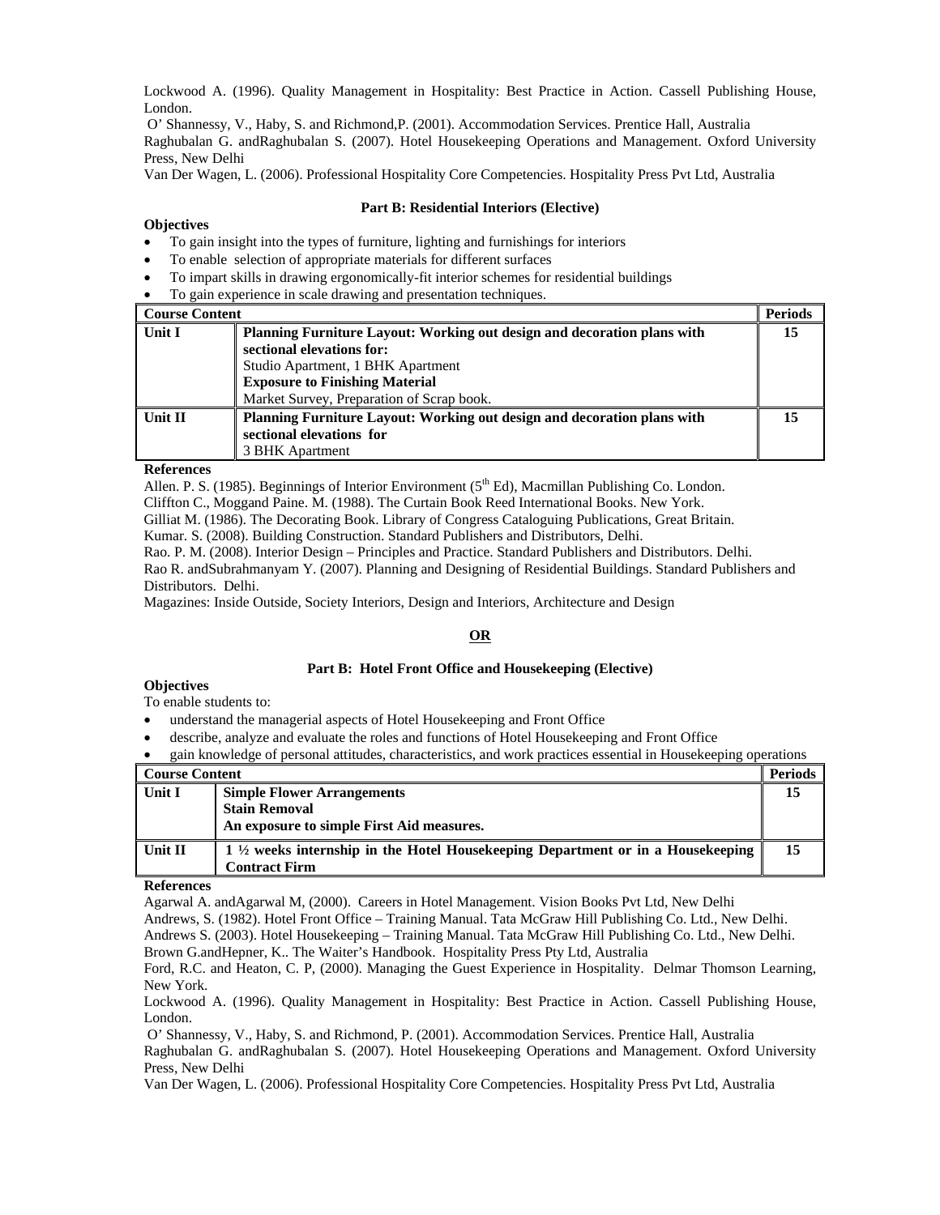Lockwood A. (1996). Quality Management in Hospitality: Best Practice in Action. Cassell Publishing House, London.

O' Shannessy, V., Haby, S. and Richmond,P. (2001). Accommodation Services. Prentice Hall, Australia

Raghubalan G. andRaghubalan S. (2007). Hotel Housekeeping Operations and Management. Oxford University Press, New Delhi

Van Der Wagen, L. (2006). Professional Hospitality Core Competencies. Hospitality Press Pvt Ltd, Australia

### Part B: Residential Interiors (Elective)

**Objectives**

- To gain insight into the types of furniture, lighting and furnishings for interiors
- To enable selection of appropriate materials for different surfaces
- To impart skills in drawing ergonomically-fit interior schemes for residential buildings
- To gain experience in scale drawing and presentation techniques.

| Course Content | | Periods |
|---|---|---|
| **Unit I** | **Planning Furniture Layout: Working out design and decoration plans with sectional elevations for:**<br>Studio Apartment, 1 BHK Apartment<br>**Exposure to Finishing Material**<br>Market Survey, Preparation of Scrap book. | **15** |
| **Unit II** | **Planning Furniture Layout: Working out design and decoration plans with sectional elevations for**<br>3 BHK Apartment | **15** |

**References**

Allen. P. S. (1985). Beginnings of Interior Environment (5th Ed), Macmillan Publishing Co. London.

Cliffton C., Moggand Paine. M. (1988). The Curtain Book Reed International Books. New York.

Gilliat M. (1986). The Decorating Book. Library of Congress Cataloguing Publications, Great Britain.

Kumar. S. (2008). Building Construction. Standard Publishers and Distributors, Delhi.

Rao. P. M. (2008). Interior Design – Principles and Practice. Standard Publishers and Distributors. Delhi.

Rao R. andSubrahmanyam Y. (2007). Planning and Designing of Residential Buildings. Standard Publishers and Distributors. Delhi.

Magazines: Inside Outside, Society Interiors, Design and Interiors, Architecture and Design

**OR**

### Part B: Hotel Front Office and Housekeeping (Elective)

**Objectives**

To enable students to:

- understand the managerial aspects of Hotel Housekeeping and Front Office
- describe, analyze and evaluate the roles and functions of Hotel Housekeeping and Front Office
- gain knowledge of personal attitudes, characteristics, and work practices essential in Housekeeping operations

| Course Content | | Periods |
|---|---|---|
| **Unit I** | **Simple Flower Arrangements**<br>**Stain Removal**<br>**An exposure to simple First Aid measures.** | **15** |
| **Unit II** | **1 ½ weeks internship in the Hotel Housekeeping Department or in a Housekeeping Contract Firm** | **15** |

**References**

Agarwal A. andAgarwal M, (2000). Careers in Hotel Management. Vision Books Pvt Ltd, New Delhi

Andrews, S. (1982). Hotel Front Office – Training Manual. Tata McGraw Hill Publishing Co. Ltd., New Delhi.

Andrews S. (2003). Hotel Housekeeping – Training Manual. Tata McGraw Hill Publishing Co. Ltd., New Delhi.

Brown G.andHepner, K.. The Waiter's Handbook. Hospitality Press Pty Ltd, Australia

Ford, R.C. and Heaton, C. P, (2000). Managing the Guest Experience in Hospitality. Delmar Thomson Learning, New York.

Lockwood A. (1996). Quality Management in Hospitality: Best Practice in Action. Cassell Publishing House, London.

O' Shannessy, V., Haby, S. and Richmond, P. (2001). Accommodation Services. Prentice Hall, Australia

Raghubalan G. andRaghubalan S. (2007). Hotel Housekeeping Operations and Management. Oxford University Press, New Delhi

Van Der Wagen, L. (2006). Professional Hospitality Core Competencies. Hospitality Press Pvt Ltd, Australia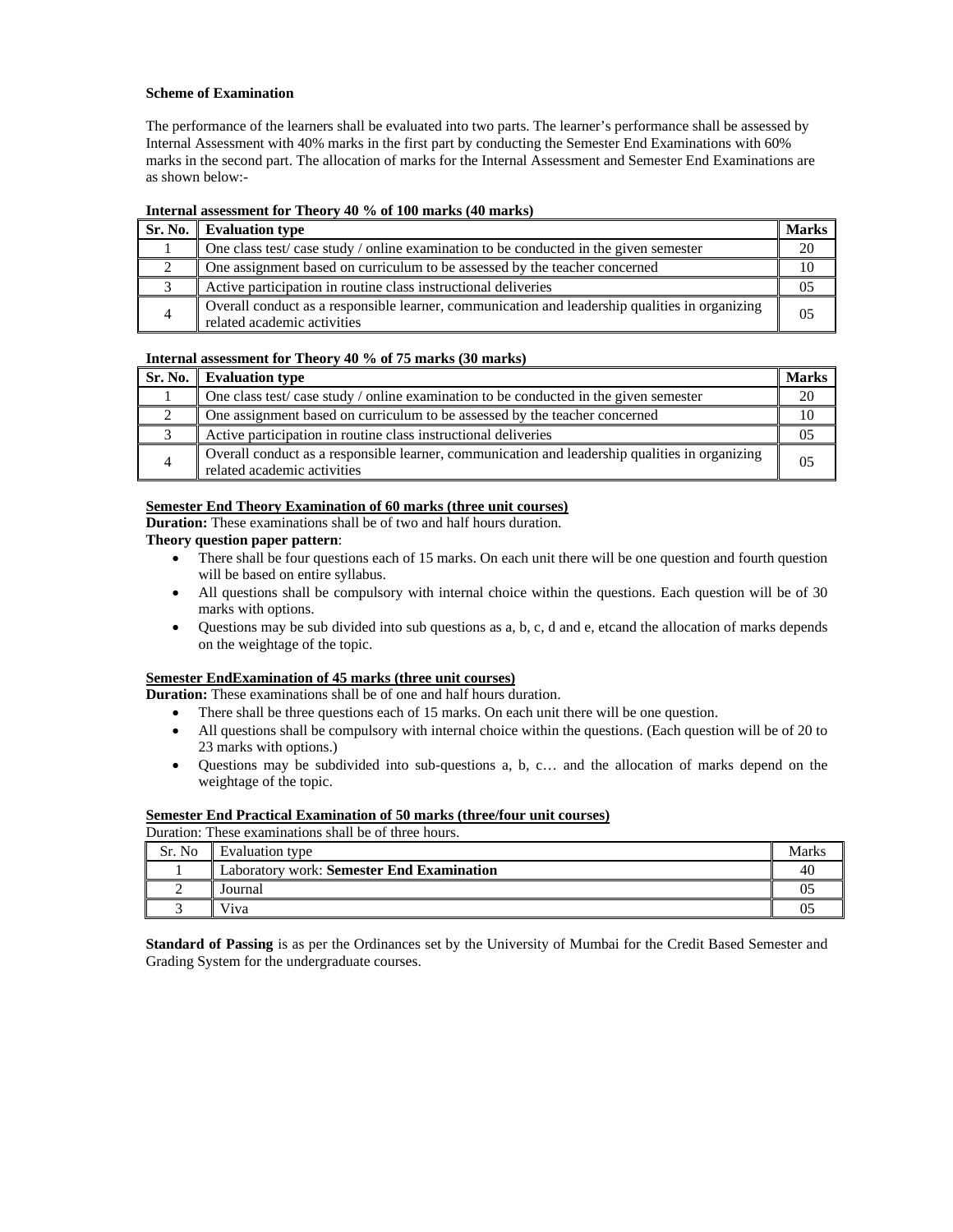**Scheme of Examination**

The performance of the learners shall be evaluated into two parts. The learner's performance shall be assessed by Internal Assessment with 40% marks in the first part by conducting the Semester End Examinations with 60% marks in the second part. The allocation of marks for the Internal Assessment and Semester End Examinations are as shown below:-

**Internal assessment for Theory 40 % of 100 marks (40 marks)**

| Sr. No. | Evaluation type | Marks |
|---|---|---|
| 1 | One class test/ case study / online examination to be conducted in the given semester | 20 |
| 2 | One assignment based on curriculum to be assessed by the teacher concerned | 10 |
| 3 | Active participation in routine class instructional deliveries | 05 |
| 4 | Overall conduct as a responsible learner, communication and leadership qualities in organizing related academic activities | 05 |

**Internal assessment for Theory 40 % of 75 marks (30 marks)**

| Sr. No. | Evaluation type | Marks |
|---|---|---|
| 1 | One class test/ case study / online examination to be conducted in the given semester | 20 |
| 2 | One assignment based on curriculum to be assessed by the teacher concerned | 10 |
| 3 | Active participation in routine class instructional deliveries | 05 |
| 4 | Overall conduct as a responsible learner, communication and leadership qualities in organizing related academic activities | 05 |

**Semester End Theory Examination of 60 marks (three unit courses)**

**Duration:** These examinations shall be of two and half hours duration.

**Theory question paper pattern**:

- There shall be four questions each of 15 marks. On each unit there will be one question and fourth question will be based on entire syllabus.
- All questions shall be compulsory with internal choice within the questions. Each question will be of 30 marks with options.
- Questions may be sub divided into sub questions as a, b, c, d and e, etcand the allocation of marks depends on the weightage of the topic.

**Semester EndExamination of 45 marks (three unit courses)**

**Duration:** These examinations shall be of one and half hours duration.

- There shall be three questions each of 15 marks. On each unit there will be one question.
- All questions shall be compulsory with internal choice within the questions. (Each question will be of 20 to 23 marks with options.)
- Questions may be subdivided into sub-questions a, b, c… and the allocation of marks depend on the weightage of the topic.

**Semester End Practical Examination of 50 marks (three/four unit courses)**

Duration: These examinations shall be of three hours.

| Sr. No | Evaluation type | Marks |
|---|---|---|
| 1 | Laboratory work: **Semester End Examination** | 40 |
| 2 | Journal | 05 |
| 3 | Viva | 05 |

**Standard of Passing** is as per the Ordinances set by the University of Mumbai for the Credit Based Semester and Grading System for the undergraduate courses.